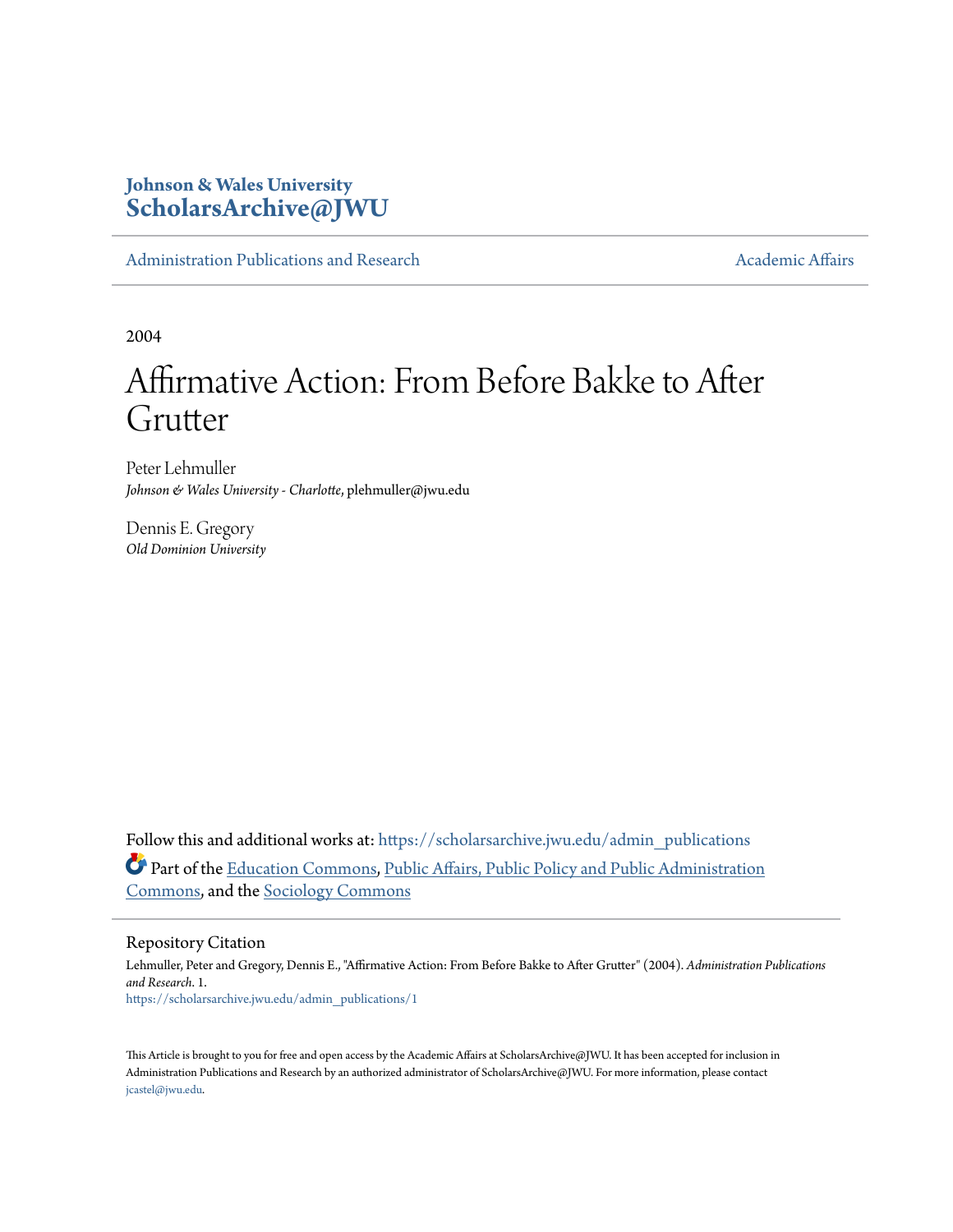# Johnson & Wales University ScholarsArchive@JWU

Administration Publications and Research

Academic Affairs

2004

# Affirmative Action: From Before Bakke to After Grutter

Peter Lehmuller
*Johnson & Wales University - Charlotte*, plehmuller@jwu.edu

Dennis E. Gregory
*Old Dominion University*

Follow this and additional works at: https://scholarsarchive.jwu.edu/admin_publications

Part of the Education Commons, Public Affairs, Public Policy and Public Administration Commons, and the Sociology Commons

## Repository Citation

Lehmuller, Peter and Gregory, Dennis E., "Affirmative Action: From Before Bakke to After Grutter" (2004). *Administration Publications and Research*. 1.
https://scholarsarchive.jwu.edu/admin_publications/1

This Article is brought to you for free and open access by the Academic Affairs at ScholarsArchive@JWU. It has been accepted for inclusion in Administration Publications and Research by an authorized administrator of ScholarsArchive@JWU. For more information, please contact jcastel@jwu.edu.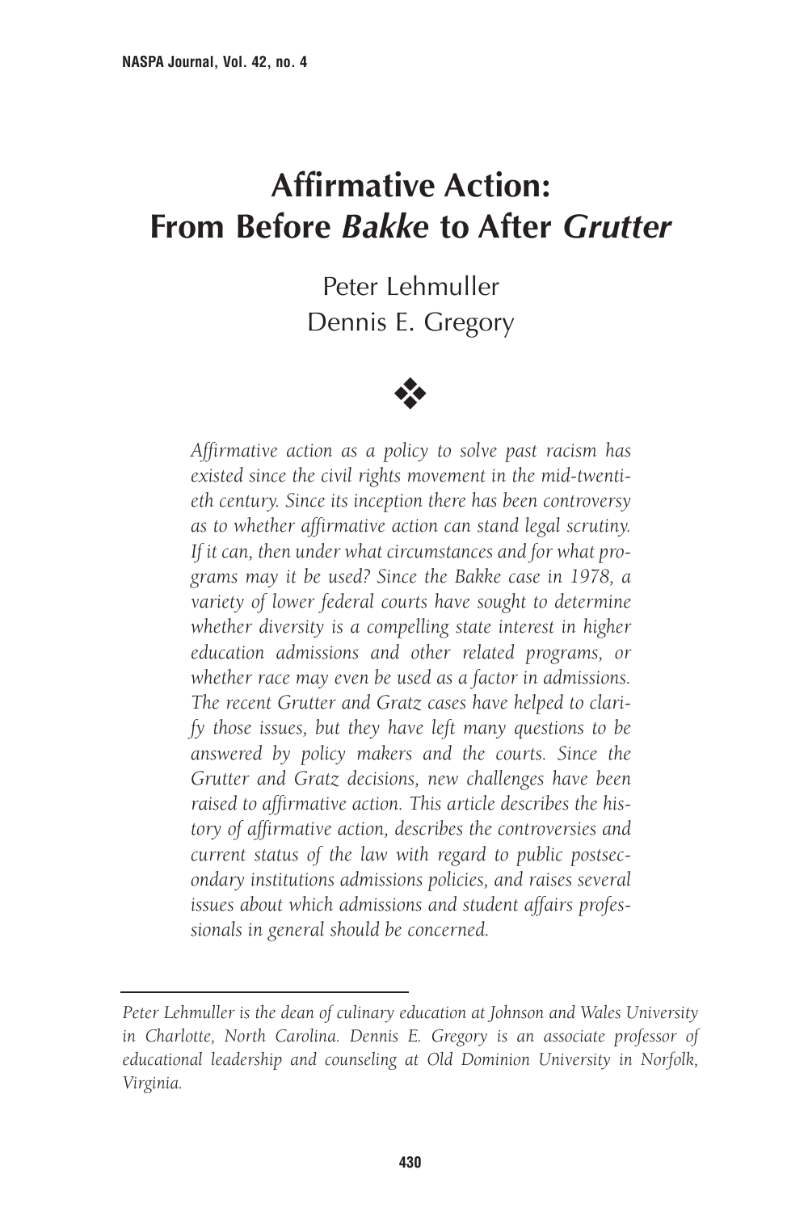# Affirmative Action: From Before *Bakke* to After *Grutter*

Peter Lehmuller
Dennis E. Gregory

❖

*Affirmative action as a policy to solve past racism has existed since the civil rights movement in the mid-twentieth century. Since its inception there has been controversy as to whether affirmative action can stand legal scrutiny. If it can, then under what circumstances and for what programs may it be used? Since the Bakke case in 1978, a variety of lower federal courts have sought to determine whether diversity is a compelling state interest in higher education admissions and other related programs, or whether race may even be used as a factor in admissions. The recent Grutter and Gratz cases have helped to clarify those issues, but they have left many questions to be answered by policy makers and the courts. Since the Grutter and Gratz decisions, new challenges have been raised to affirmative action. This article describes the history of affirmative action, describes the controversies and current status of the law with regard to public postsecondary institutions admissions policies, and raises several issues about which admissions and student affairs professionals in general should be concerned.*

---

*Peter Lehmuller is the dean of culinary education at Johnson and Wales University in Charlotte, North Carolina. Dennis E. Gregory is an associate professor of educational leadership and counseling at Old Dominion University in Norfolk, Virginia.*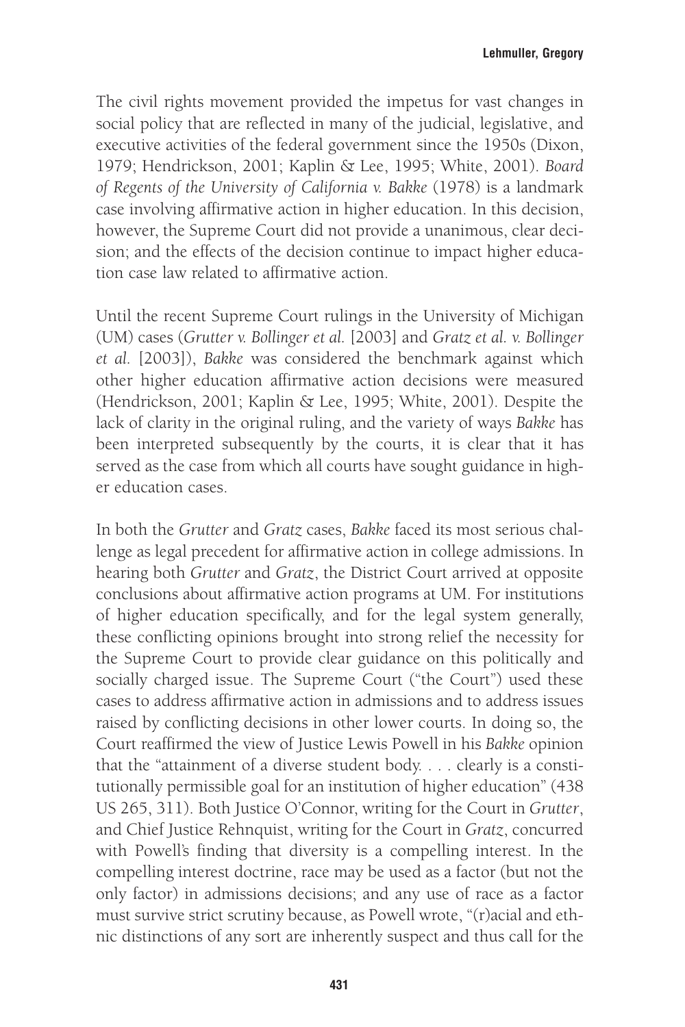The civil rights movement provided the impetus for vast changes in social policy that are reflected in many of the judicial, legislative, and executive activities of the federal government since the 1950s (Dixon, 1979; Hendrickson, 2001; Kaplin & Lee, 1995; White, 2001). *Board of Regents of the University of California v. Bakke* (1978) is a landmark case involving affirmative action in higher education. In this decision, however, the Supreme Court did not provide a unanimous, clear decision; and the effects of the decision continue to impact higher education case law related to affirmative action.

Until the recent Supreme Court rulings in the University of Michigan (UM) cases (*Grutter v. Bollinger et al.* [2003] and *Gratz et al. v. Bollinger et al.* [2003]), *Bakke* was considered the benchmark against which other higher education affirmative action decisions were measured (Hendrickson, 2001; Kaplin & Lee, 1995; White, 2001). Despite the lack of clarity in the original ruling, and the variety of ways *Bakke* has been interpreted subsequently by the courts, it is clear that it has served as the case from which all courts have sought guidance in higher education cases.

In both the *Grutter* and *Gratz* cases, *Bakke* faced its most serious challenge as legal precedent for affirmative action in college admissions. In hearing both *Grutter* and *Gratz*, the District Court arrived at opposite conclusions about affirmative action programs at UM. For institutions of higher education specifically, and for the legal system generally, these conflicting opinions brought into strong relief the necessity for the Supreme Court to provide clear guidance on this politically and socially charged issue. The Supreme Court ("the Court") used these cases to address affirmative action in admissions and to address issues raised by conflicting decisions in other lower courts. In doing so, the Court reaffirmed the view of Justice Lewis Powell in his *Bakke* opinion that the "attainment of a diverse student body. . . . clearly is a constitutionally permissible goal for an institution of higher education" (438 US 265, 311). Both Justice O'Connor, writing for the Court in *Grutter*, and Chief Justice Rehnquist, writing for the Court in *Gratz*, concurred with Powell's finding that diversity is a compelling interest. In the compelling interest doctrine, race may be used as a factor (but not the only factor) in admissions decisions; and any use of race as a factor must survive strict scrutiny because, as Powell wrote, "(r)acial and ethnic distinctions of any sort are inherently suspect and thus call for the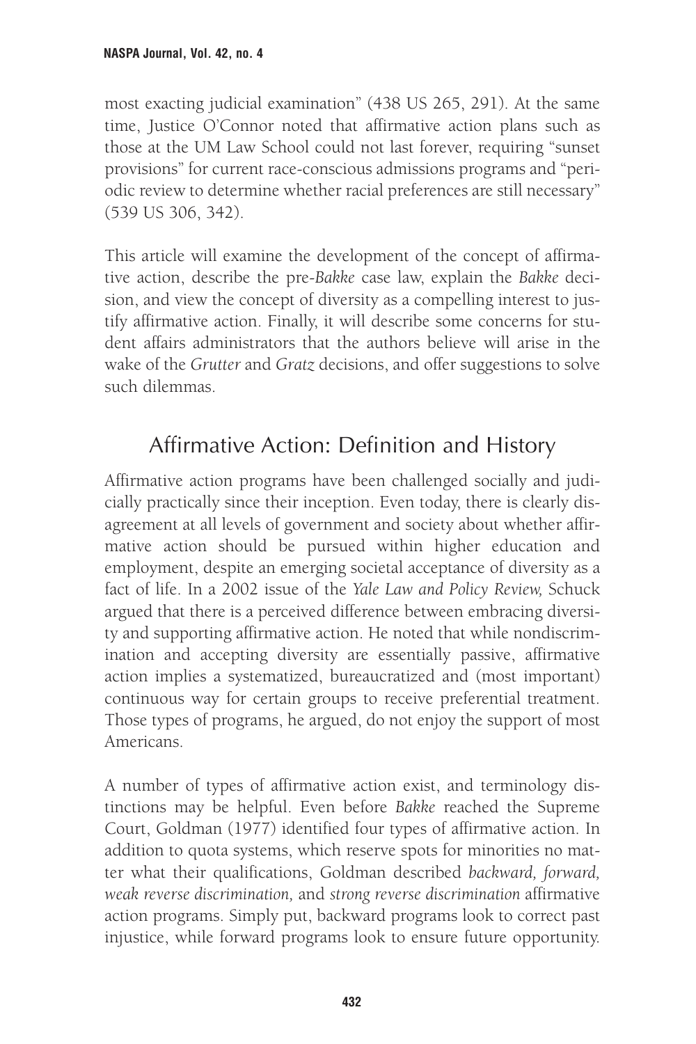most exacting judicial examination" (438 US 265, 291). At the same time, Justice O'Connor noted that affirmative action plans such as those at the UM Law School could not last forever, requiring "sunset provisions" for current race-conscious admissions programs and "periodic review to determine whether racial preferences are still necessary" (539 US 306, 342).

This article will examine the development of the concept of affirmative action, describe the pre-*Bakke* case law, explain the *Bakke* decision, and view the concept of diversity as a compelling interest to justify affirmative action. Finally, it will describe some concerns for student affairs administrators that the authors believe will arise in the wake of the *Grutter* and *Gratz* decisions, and offer suggestions to solve such dilemmas.

## Affirmative Action: Definition and History

Affirmative action programs have been challenged socially and judicially practically since their inception. Even today, there is clearly disagreement at all levels of government and society about whether affirmative action should be pursued within higher education and employment, despite an emerging societal acceptance of diversity as a fact of life. In a 2002 issue of the *Yale Law and Policy Review,* Schuck argued that there is a perceived difference between embracing diversity and supporting affirmative action. He noted that while nondiscrimination and accepting diversity are essentially passive, affirmative action implies a systematized, bureaucratized and (most important) continuous way for certain groups to receive preferential treatment. Those types of programs, he argued, do not enjoy the support of most Americans.

A number of types of affirmative action exist, and terminology distinctions may be helpful. Even before *Bakke* reached the Supreme Court, Goldman (1977) identified four types of affirmative action. In addition to quota systems, which reserve spots for minorities no matter what their qualifications, Goldman described *backward, forward, weak reverse discrimination,* and *strong reverse discrimination* affirmative action programs. Simply put, backward programs look to correct past injustice, while forward programs look to ensure future opportunity.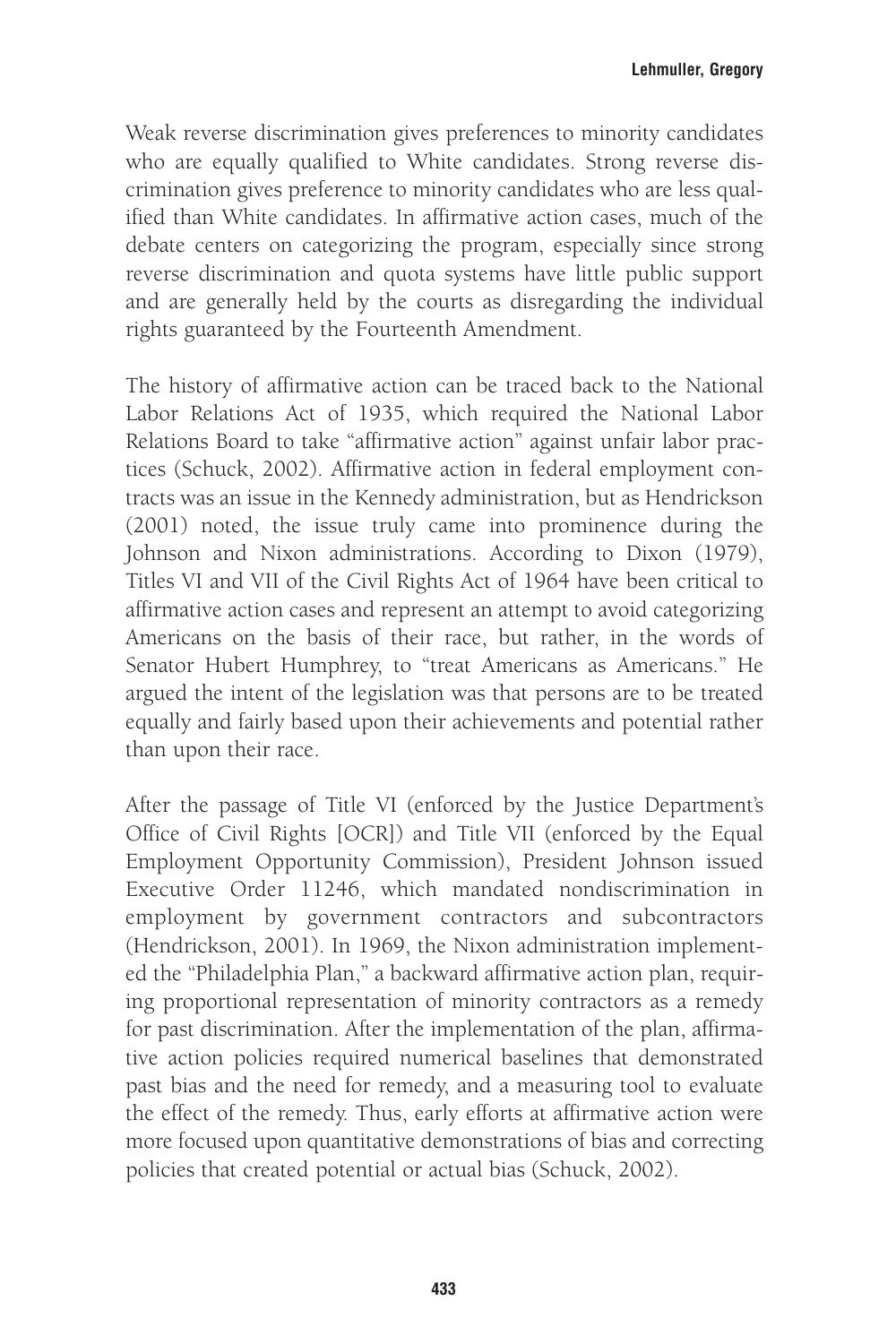Weak reverse discrimination gives preferences to minority candidates who are equally qualified to White candidates. Strong reverse discrimination gives preference to minority candidates who are less qualified than White candidates. In affirmative action cases, much of the debate centers on categorizing the program, especially since strong reverse discrimination and quota systems have little public support and are generally held by the courts as disregarding the individual rights guaranteed by the Fourteenth Amendment.

The history of affirmative action can be traced back to the National Labor Relations Act of 1935, which required the National Labor Relations Board to take "affirmative action" against unfair labor practices (Schuck, 2002). Affirmative action in federal employment contracts was an issue in the Kennedy administration, but as Hendrickson (2001) noted, the issue truly came into prominence during the Johnson and Nixon administrations. According to Dixon (1979), Titles VI and VII of the Civil Rights Act of 1964 have been critical to affirmative action cases and represent an attempt to avoid categorizing Americans on the basis of their race, but rather, in the words of Senator Hubert Humphrey, to "treat Americans as Americans." He argued the intent of the legislation was that persons are to be treated equally and fairly based upon their achievements and potential rather than upon their race.

After the passage of Title VI (enforced by the Justice Department's Office of Civil Rights [OCR]) and Title VII (enforced by the Equal Employment Opportunity Commission), President Johnson issued Executive Order 11246, which mandated nondiscrimination in employment by government contractors and subcontractors (Hendrickson, 2001). In 1969, the Nixon administration implemented the "Philadelphia Plan," a backward affirmative action plan, requiring proportional representation of minority contractors as a remedy for past discrimination. After the implementation of the plan, affirmative action policies required numerical baselines that demonstrated past bias and the need for remedy, and a measuring tool to evaluate the effect of the remedy. Thus, early efforts at affirmative action were more focused upon quantitative demonstrations of bias and correcting policies that created potential or actual bias (Schuck, 2002).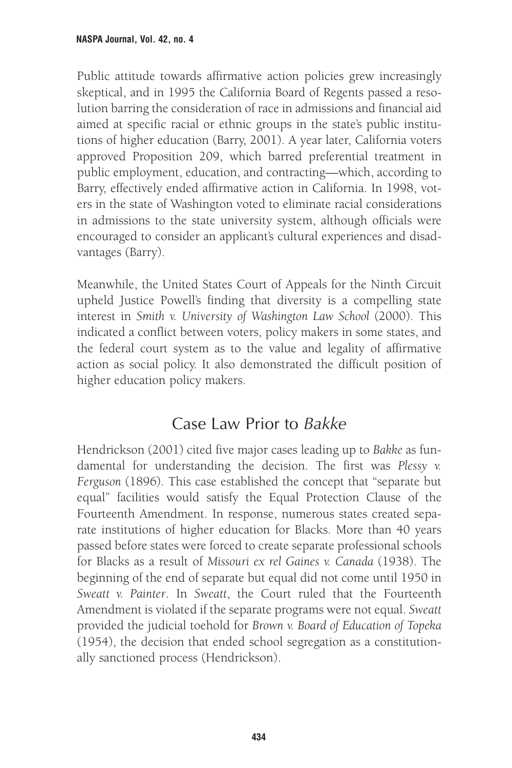Public attitude towards affirmative action policies grew increasingly skeptical, and in 1995 the California Board of Regents passed a resolution barring the consideration of race in admissions and financial aid aimed at specific racial or ethnic groups in the state's public institutions of higher education (Barry, 2001). A year later, California voters approved Proposition 209, which barred preferential treatment in public employment, education, and contracting—which, according to Barry, effectively ended affirmative action in California. In 1998, voters in the state of Washington voted to eliminate racial considerations in admissions to the state university system, although officials were encouraged to consider an applicant's cultural experiences and disadvantages (Barry).

Meanwhile, the United States Court of Appeals for the Ninth Circuit upheld Justice Powell's finding that diversity is a compelling state interest in *Smith v. University of Washington Law School* (2000). This indicated a conflict between voters, policy makers in some states, and the federal court system as to the value and legality of affirmative action as social policy. It also demonstrated the difficult position of higher education policy makers.

## Case Law Prior to *Bakke*

Hendrickson (2001) cited five major cases leading up to *Bakke* as fundamental for understanding the decision. The first was *Plessy v. Ferguson* (1896). This case established the concept that "separate but equal" facilities would satisfy the Equal Protection Clause of the Fourteenth Amendment. In response, numerous states created separate institutions of higher education for Blacks. More than 40 years passed before states were forced to create separate professional schools for Blacks as a result of *Missouri ex rel Gaines v. Canada* (1938). The beginning of the end of separate but equal did not come until 1950 in *Sweatt v. Painter*. In *Sweatt*, the Court ruled that the Fourteenth Amendment is violated if the separate programs were not equal. *Sweatt* provided the judicial toehold for *Brown v. Board of Education of Topeka* (1954), the decision that ended school segregation as a constitutionally sanctioned process (Hendrickson).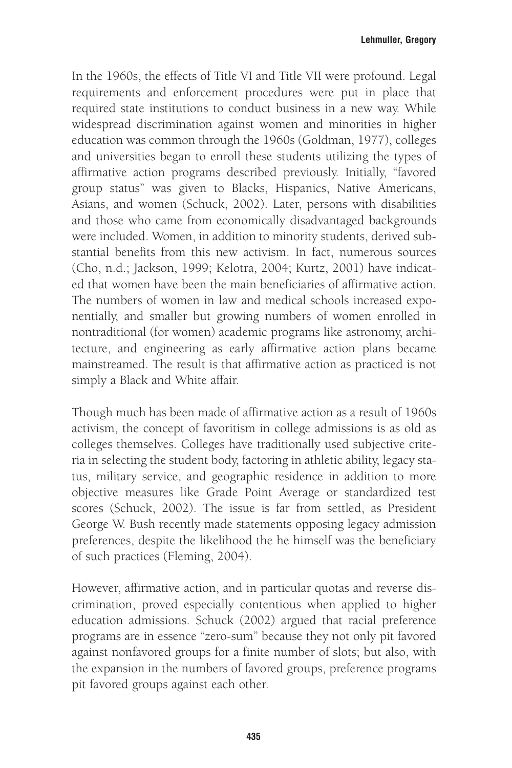In the 1960s, the effects of Title VI and Title VII were profound. Legal requirements and enforcement procedures were put in place that required state institutions to conduct business in a new way. While widespread discrimination against women and minorities in higher education was common through the 1960s (Goldman, 1977), colleges and universities began to enroll these students utilizing the types of affirmative action programs described previously. Initially, "favored group status" was given to Blacks, Hispanics, Native Americans, Asians, and women (Schuck, 2002). Later, persons with disabilities and those who came from economically disadvantaged backgrounds were included. Women, in addition to minority students, derived substantial benefits from this new activism. In fact, numerous sources (Cho, n.d.; Jackson, 1999; Kelotra, 2004; Kurtz, 2001) have indicated that women have been the main beneficiaries of affirmative action. The numbers of women in law and medical schools increased exponentially, and smaller but growing numbers of women enrolled in nontraditional (for women) academic programs like astronomy, architecture, and engineering as early affirmative action plans became mainstreamed. The result is that affirmative action as practiced is not simply a Black and White affair.

Though much has been made of affirmative action as a result of 1960s activism, the concept of favoritism in college admissions is as old as colleges themselves. Colleges have traditionally used subjective criteria in selecting the student body, factoring in athletic ability, legacy status, military service, and geographic residence in addition to more objective measures like Grade Point Average or standardized test scores (Schuck, 2002). The issue is far from settled, as President George W. Bush recently made statements opposing legacy admission preferences, despite the likelihood the he himself was the beneficiary of such practices (Fleming, 2004).

However, affirmative action, and in particular quotas and reverse discrimination, proved especially contentious when applied to higher education admissions. Schuck (2002) argued that racial preference programs are in essence "zero-sum" because they not only pit favored against nonfavored groups for a finite number of slots; but also, with the expansion in the numbers of favored groups, preference programs pit favored groups against each other.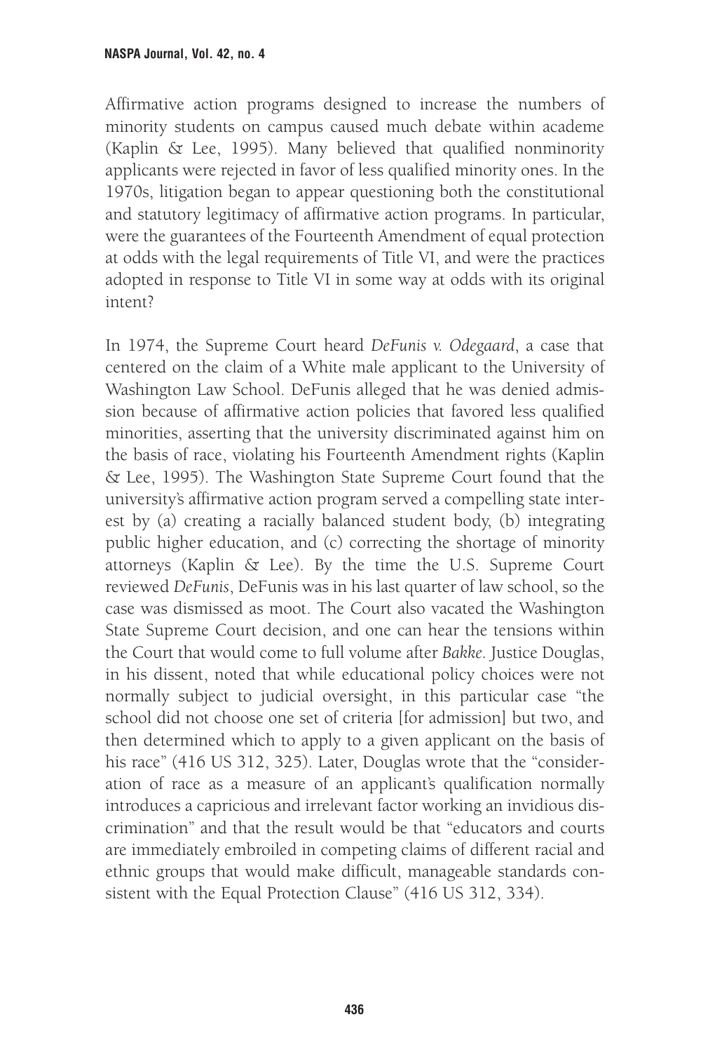Affirmative action programs designed to increase the numbers of minority students on campus caused much debate within academe (Kaplin & Lee, 1995). Many believed that qualified nonminority applicants were rejected in favor of less qualified minority ones. In the 1970s, litigation began to appear questioning both the constitutional and statutory legitimacy of affirmative action programs. In particular, were the guarantees of the Fourteenth Amendment of equal protection at odds with the legal requirements of Title VI, and were the practices adopted in response to Title VI in some way at odds with its original intent?

In 1974, the Supreme Court heard *DeFunis v. Odegaard*, a case that centered on the claim of a White male applicant to the University of Washington Law School. DeFunis alleged that he was denied admission because of affirmative action policies that favored less qualified minorities, asserting that the university discriminated against him on the basis of race, violating his Fourteenth Amendment rights (Kaplin & Lee, 1995). The Washington State Supreme Court found that the university's affirmative action program served a compelling state interest by (a) creating a racially balanced student body, (b) integrating public higher education, and (c) correcting the shortage of minority attorneys (Kaplin & Lee). By the time the U.S. Supreme Court reviewed *DeFunis*, DeFunis was in his last quarter of law school, so the case was dismissed as moot. The Court also vacated the Washington State Supreme Court decision, and one can hear the tensions within the Court that would come to full volume after *Bakke*. Justice Douglas, in his dissent, noted that while educational policy choices were not normally subject to judicial oversight, in this particular case "the school did not choose one set of criteria [for admission] but two, and then determined which to apply to a given applicant on the basis of his race" (416 US 312, 325). Later, Douglas wrote that the "consideration of race as a measure of an applicant's qualification normally introduces a capricious and irrelevant factor working an invidious discrimination" and that the result would be that "educators and courts are immediately embroiled in competing claims of different racial and ethnic groups that would make difficult, manageable standards consistent with the Equal Protection Clause" (416 US 312, 334).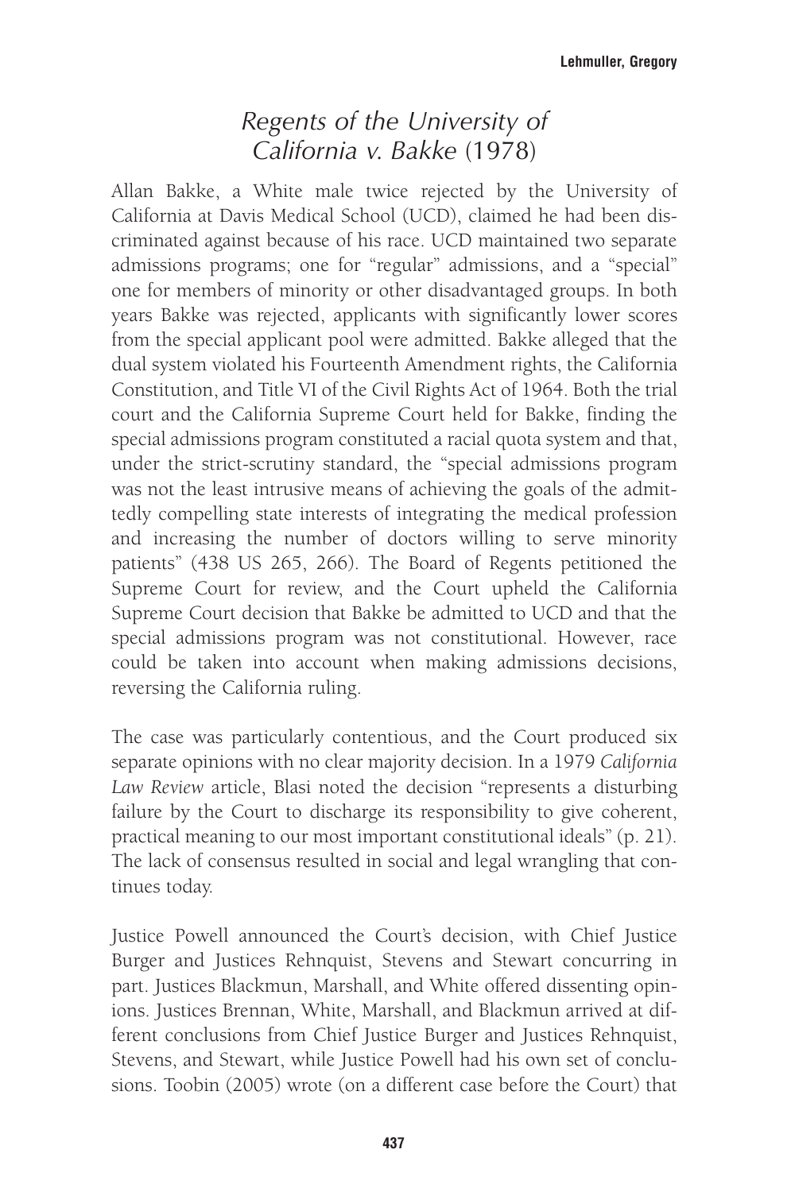## *Regents of the University of California v. Bakke* (1978)

Allan Bakke, a White male twice rejected by the University of California at Davis Medical School (UCD), claimed he had been discriminated against because of his race. UCD maintained two separate admissions programs; one for "regular" admissions, and a "special" one for members of minority or other disadvantaged groups. In both years Bakke was rejected, applicants with significantly lower scores from the special applicant pool were admitted. Bakke alleged that the dual system violated his Fourteenth Amendment rights, the California Constitution, and Title VI of the Civil Rights Act of 1964. Both the trial court and the California Supreme Court held for Bakke, finding the special admissions program constituted a racial quota system and that, under the strict-scrutiny standard, the "special admissions program was not the least intrusive means of achieving the goals of the admittedly compelling state interests of integrating the medical profession and increasing the number of doctors willing to serve minority patients" (438 US 265, 266). The Board of Regents petitioned the Supreme Court for review, and the Court upheld the California Supreme Court decision that Bakke be admitted to UCD and that the special admissions program was not constitutional. However, race could be taken into account when making admissions decisions, reversing the California ruling.

The case was particularly contentious, and the Court produced six separate opinions with no clear majority decision. In a 1979 *California Law Review* article, Blasi noted the decision "represents a disturbing failure by the Court to discharge its responsibility to give coherent, practical meaning to our most important constitutional ideals" (p. 21). The lack of consensus resulted in social and legal wrangling that continues today.

Justice Powell announced the Court's decision, with Chief Justice Burger and Justices Rehnquist, Stevens and Stewart concurring in part. Justices Blackmun, Marshall, and White offered dissenting opinions. Justices Brennan, White, Marshall, and Blackmun arrived at different conclusions from Chief Justice Burger and Justices Rehnquist, Stevens, and Stewart, while Justice Powell had his own set of conclusions. Toobin (2005) wrote (on a different case before the Court) that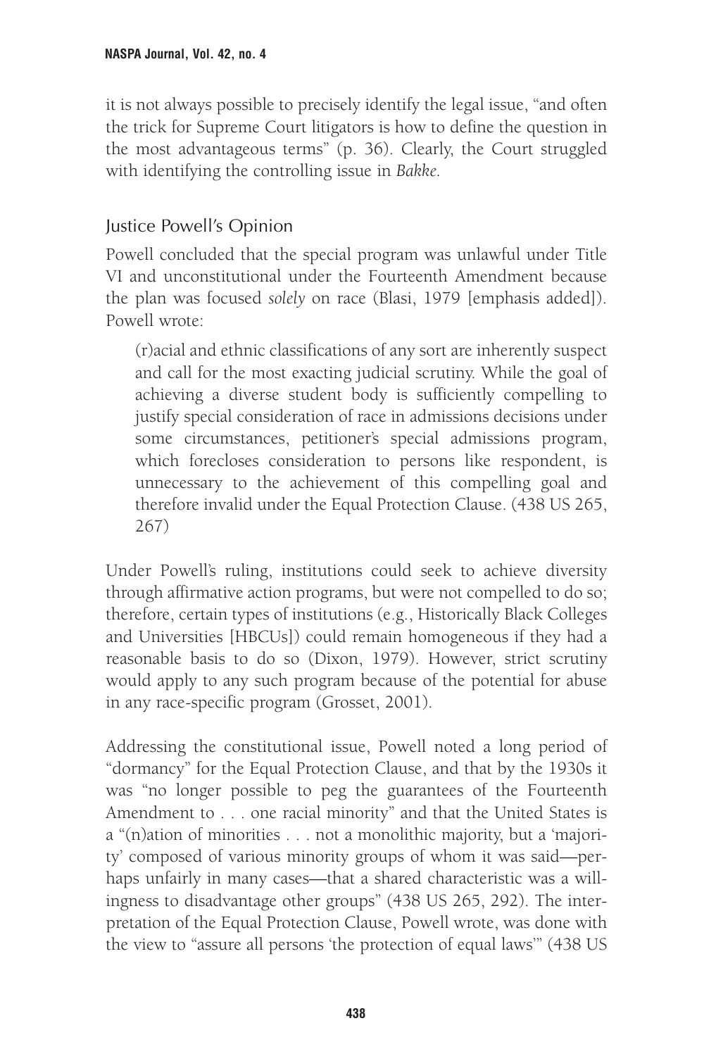it is not always possible to precisely identify the legal issue, "and often the trick for Supreme Court litigators is how to define the question in the most advantageous terms" (p. 36). Clearly, the Court struggled with identifying the controlling issue in *Bakke.*

## Justice Powell's Opinion

Powell concluded that the special program was unlawful under Title VI and unconstitutional under the Fourteenth Amendment because the plan was focused *solely* on race (Blasi, 1979 [emphasis added]). Powell wrote:

> (r)acial and ethnic classifications of any sort are inherently suspect and call for the most exacting judicial scrutiny. While the goal of achieving a diverse student body is sufficiently compelling to justify special consideration of race in admissions decisions under some circumstances, petitioner's special admissions program, which forecloses consideration to persons like respondent, is unnecessary to the achievement of this compelling goal and therefore invalid under the Equal Protection Clause. (438 US 265, 267)

Under Powell's ruling, institutions could seek to achieve diversity through affirmative action programs, but were not compelled to do so; therefore, certain types of institutions (e.g., Historically Black Colleges and Universities [HBCUs]) could remain homogeneous if they had a reasonable basis to do so (Dixon, 1979). However, strict scrutiny would apply to any such program because of the potential for abuse in any race-specific program (Grosset, 2001).

Addressing the constitutional issue, Powell noted a long period of "dormancy" for the Equal Protection Clause, and that by the 1930s it was "no longer possible to peg the guarantees of the Fourteenth Amendment to . . . one racial minority" and that the United States is a "(n)ation of minorities . . . not a monolithic majority, but a 'majority' composed of various minority groups of whom it was said—perhaps unfairly in many cases—that a shared characteristic was a willingness to disadvantage other groups" (438 US 265, 292). The interpretation of the Equal Protection Clause, Powell wrote, was done with the view to "assure all persons 'the protection of equal laws'" (438 US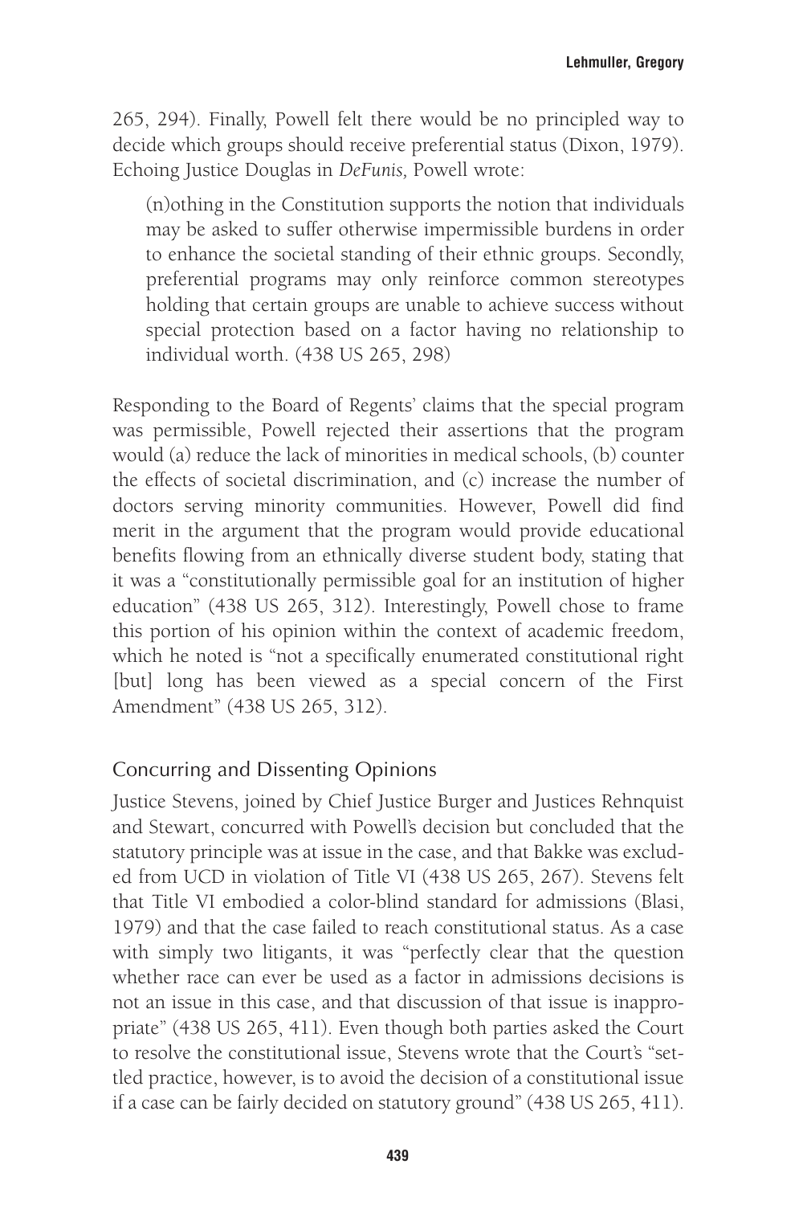265, 294). Finally, Powell felt there would be no principled way to decide which groups should receive preferential status (Dixon, 1979). Echoing Justice Douglas in *DeFunis,* Powell wrote:

> (n)othing in the Constitution supports the notion that individuals may be asked to suffer otherwise impermissible burdens in order to enhance the societal standing of their ethnic groups. Secondly, preferential programs may only reinforce common stereotypes holding that certain groups are unable to achieve success without special protection based on a factor having no relationship to individual worth. (438 US 265, 298)

Responding to the Board of Regents' claims that the special program was permissible, Powell rejected their assertions that the program would (a) reduce the lack of minorities in medical schools, (b) counter the effects of societal discrimination, and (c) increase the number of doctors serving minority communities. However, Powell did find merit in the argument that the program would provide educational benefits flowing from an ethnically diverse student body, stating that it was a "constitutionally permissible goal for an institution of higher education" (438 US 265, 312). Interestingly, Powell chose to frame this portion of his opinion within the context of academic freedom, which he noted is "not a specifically enumerated constitutional right [but] long has been viewed as a special concern of the First Amendment" (438 US 265, 312).

## Concurring and Dissenting Opinions

Justice Stevens, joined by Chief Justice Burger and Justices Rehnquist and Stewart, concurred with Powell's decision but concluded that the statutory principle was at issue in the case, and that Bakke was excluded from UCD in violation of Title VI (438 US 265, 267). Stevens felt that Title VI embodied a color-blind standard for admissions (Blasi, 1979) and that the case failed to reach constitutional status. As a case with simply two litigants, it was "perfectly clear that the question whether race can ever be used as a factor in admissions decisions is not an issue in this case, and that discussion of that issue is inappropriate" (438 US 265, 411). Even though both parties asked the Court to resolve the constitutional issue, Stevens wrote that the Court's "settled practice, however, is to avoid the decision of a constitutional issue if a case can be fairly decided on statutory ground" (438 US 265, 411).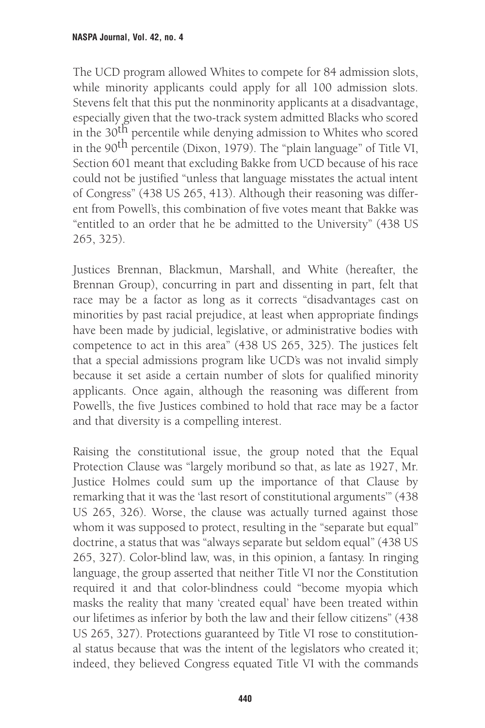The UCD program allowed Whites to compete for 84 admission slots, while minority applicants could apply for all 100 admission slots. Stevens felt that this put the nonminority applicants at a disadvantage, especially given that the two-track system admitted Blacks who scored in the 30th percentile while denying admission to Whites who scored in the 90th percentile (Dixon, 1979). The "plain language" of Title VI, Section 601 meant that excluding Bakke from UCD because of his race could not be justified "unless that language misstates the actual intent of Congress" (438 US 265, 413). Although their reasoning was different from Powell's, this combination of five votes meant that Bakke was "entitled to an order that he be admitted to the University" (438 US 265, 325).

Justices Brennan, Blackmun, Marshall, and White (hereafter, the Brennan Group), concurring in part and dissenting in part, felt that race may be a factor as long as it corrects "disadvantages cast on minorities by past racial prejudice, at least when appropriate findings have been made by judicial, legislative, or administrative bodies with competence to act in this area" (438 US 265, 325). The justices felt that a special admissions program like UCD's was not invalid simply because it set aside a certain number of slots for qualified minority applicants. Once again, although the reasoning was different from Powell's, the five Justices combined to hold that race may be a factor and that diversity is a compelling interest.

Raising the constitutional issue, the group noted that the Equal Protection Clause was "largely moribund so that, as late as 1927, Mr. Justice Holmes could sum up the importance of that Clause by remarking that it was the 'last resort of constitutional arguments'" (438 US 265, 326). Worse, the clause was actually turned against those whom it was supposed to protect, resulting in the "separate but equal" doctrine, a status that was "always separate but seldom equal" (438 US 265, 327). Color-blind law, was, in this opinion, a fantasy. In ringing language, the group asserted that neither Title VI nor the Constitution required it and that color-blindness could "become myopia which masks the reality that many 'created equal' have been treated within our lifetimes as inferior by both the law and their fellow citizens" (438 US 265, 327). Protections guaranteed by Title VI rose to constitutional status because that was the intent of the legislators who created it; indeed, they believed Congress equated Title VI with the commands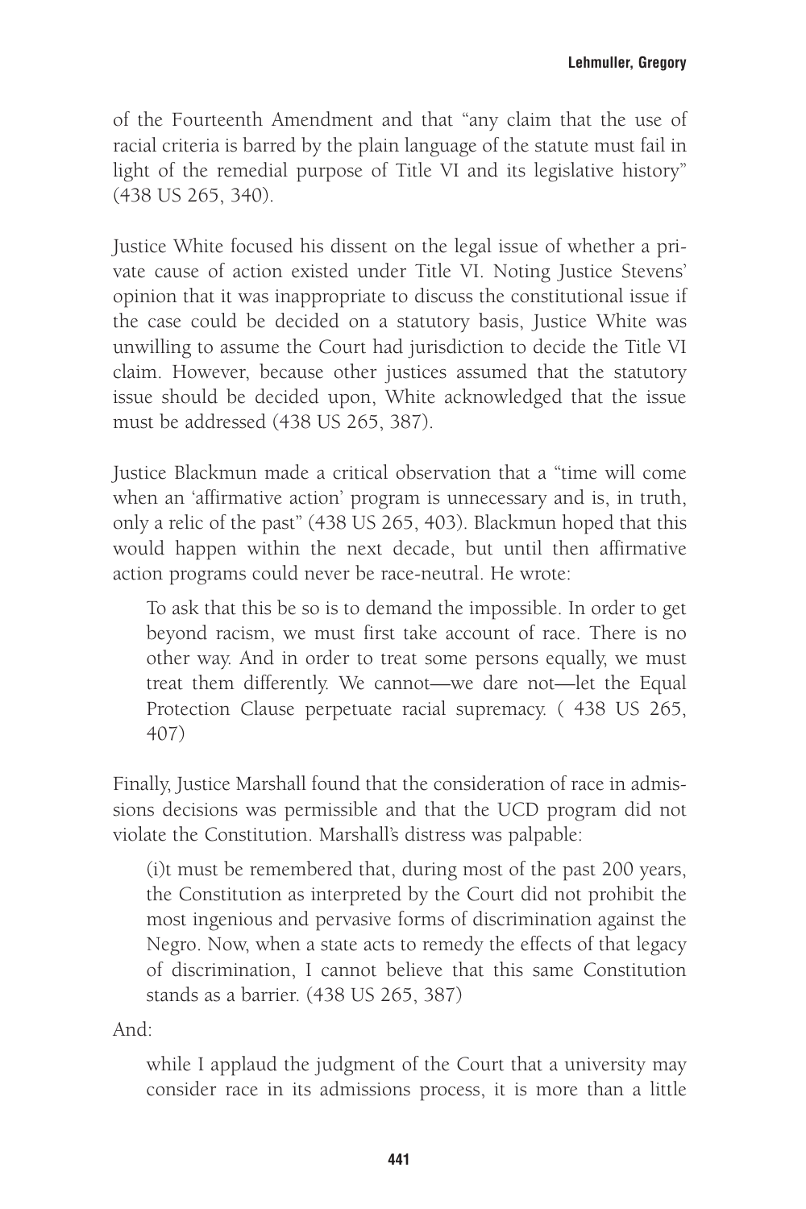of the Fourteenth Amendment and that "any claim that the use of racial criteria is barred by the plain language of the statute must fail in light of the remedial purpose of Title VI and its legislative history" (438 US 265, 340).

Justice White focused his dissent on the legal issue of whether a private cause of action existed under Title VI. Noting Justice Stevens' opinion that it was inappropriate to discuss the constitutional issue if the case could be decided on a statutory basis, Justice White was unwilling to assume the Court had jurisdiction to decide the Title VI claim. However, because other justices assumed that the statutory issue should be decided upon, White acknowledged that the issue must be addressed (438 US 265, 387).

Justice Blackmun made a critical observation that a "time will come when an 'affirmative action' program is unnecessary and is, in truth, only a relic of the past" (438 US 265, 403). Blackmun hoped that this would happen within the next decade, but until then affirmative action programs could never be race-neutral. He wrote:

> To ask that this be so is to demand the impossible. In order to get beyond racism, we must first take account of race. There is no other way. And in order to treat some persons equally, we must treat them differently. We cannot—we dare not—let the Equal Protection Clause perpetuate racial supremacy. ( 438 US 265, 407)

Finally, Justice Marshall found that the consideration of race in admissions decisions was permissible and that the UCD program did not violate the Constitution. Marshall's distress was palpable:

> (i)t must be remembered that, during most of the past 200 years, the Constitution as interpreted by the Court did not prohibit the most ingenious and pervasive forms of discrimination against the Negro. Now, when a state acts to remedy the effects of that legacy of discrimination, I cannot believe that this same Constitution stands as a barrier. (438 US 265, 387)

And:

> while I applaud the judgment of the Court that a university may consider race in its admissions process, it is more than a little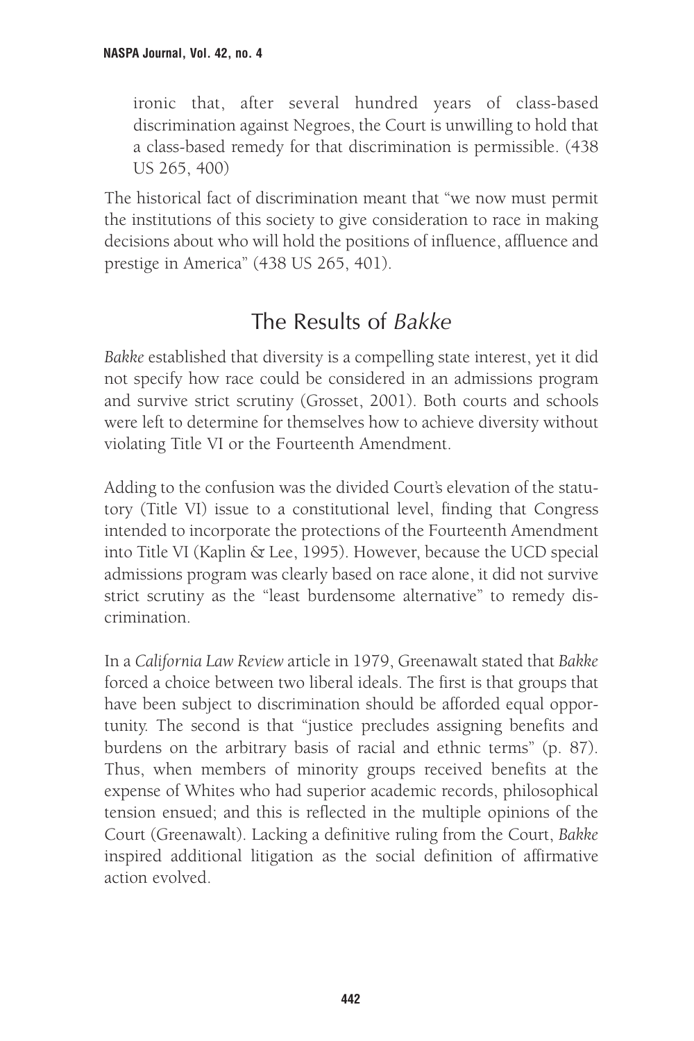> ironic that, after several hundred years of class-based discrimination against Negroes, the Court is unwilling to hold that a class-based remedy for that discrimination is permissible. (438 US 265, 400)

The historical fact of discrimination meant that "we now must permit the institutions of this society to give consideration to race in making decisions about who will hold the positions of influence, affluence and prestige in America" (438 US 265, 401).

## The Results of *Bakke*

*Bakke* established that diversity is a compelling state interest, yet it did not specify how race could be considered in an admissions program and survive strict scrutiny (Grosset, 2001). Both courts and schools were left to determine for themselves how to achieve diversity without violating Title VI or the Fourteenth Amendment.

Adding to the confusion was the divided Court's elevation of the statutory (Title VI) issue to a constitutional level, finding that Congress intended to incorporate the protections of the Fourteenth Amendment into Title VI (Kaplin & Lee, 1995). However, because the UCD special admissions program was clearly based on race alone, it did not survive strict scrutiny as the "least burdensome alternative" to remedy discrimination.

In a *California Law Review* article in 1979, Greenawalt stated that *Bakke* forced a choice between two liberal ideals. The first is that groups that have been subject to discrimination should be afforded equal opportunity. The second is that "justice precludes assigning benefits and burdens on the arbitrary basis of racial and ethnic terms" (p. 87). Thus, when members of minority groups received benefits at the expense of Whites who had superior academic records, philosophical tension ensued; and this is reflected in the multiple opinions of the Court (Greenawalt). Lacking a definitive ruling from the Court, *Bakke* inspired additional litigation as the social definition of affirmative action evolved.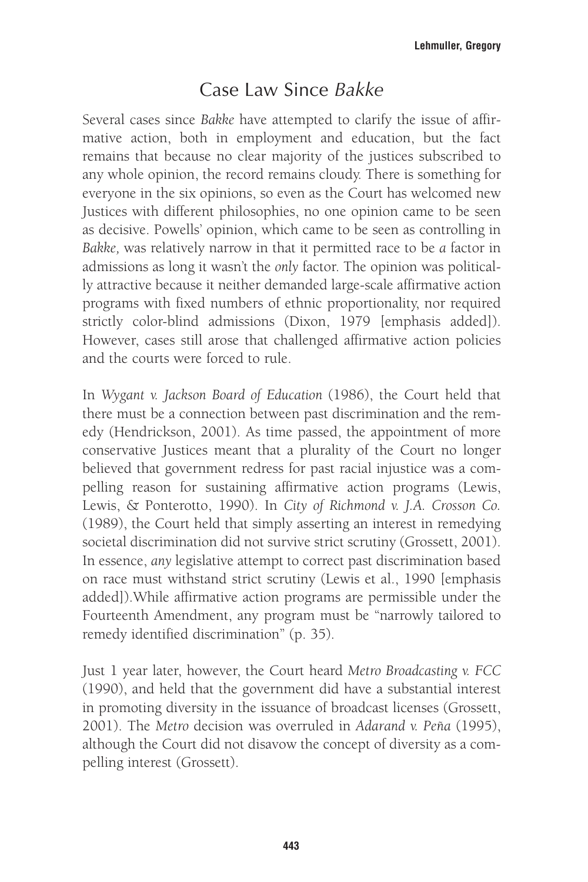## Case Law Since *Bakke*

Several cases since *Bakke* have attempted to clarify the issue of affirmative action, both in employment and education, but the fact remains that because no clear majority of the justices subscribed to any whole opinion, the record remains cloudy. There is something for everyone in the six opinions, so even as the Court has welcomed new Justices with different philosophies, no one opinion came to be seen as decisive. Powells' opinion, which came to be seen as controlling in *Bakke,* was relatively narrow in that it permitted race to be *a* factor in admissions as long it wasn't the *only* factor. The opinion was politically attractive because it neither demanded large-scale affirmative action programs with fixed numbers of ethnic proportionality, nor required strictly color-blind admissions (Dixon, 1979 [emphasis added]). However, cases still arose that challenged affirmative action policies and the courts were forced to rule.

In *Wygant v. Jackson Board of Education* (1986), the Court held that there must be a connection between past discrimination and the remedy (Hendrickson, 2001). As time passed, the appointment of more conservative Justices meant that a plurality of the Court no longer believed that government redress for past racial injustice was a compelling reason for sustaining affirmative action programs (Lewis, Lewis, & Ponterotto, 1990). In *City of Richmond v. J.A. Crosson Co.* (1989), the Court held that simply asserting an interest in remedying societal discrimination did not survive strict scrutiny (Grossett, 2001). In essence, *any* legislative attempt to correct past discrimination based on race must withstand strict scrutiny (Lewis et al., 1990 [emphasis added]).While affirmative action programs are permissible under the Fourteenth Amendment, any program must be "narrowly tailored to remedy identified discrimination" (p. 35).

Just 1 year later, however, the Court heard *Metro Broadcasting v. FCC* (1990), and held that the government did have a substantial interest in promoting diversity in the issuance of broadcast licenses (Grossett, 2001). The *Metro* decision was overruled in *Adarand v. Peña* (1995), although the Court did not disavow the concept of diversity as a compelling interest (Grossett).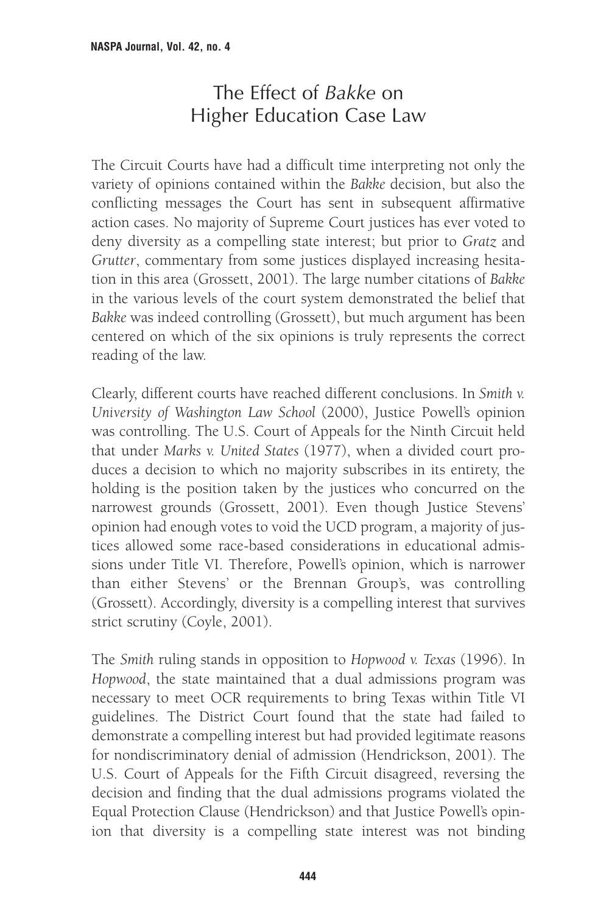## The Effect of *Bakke* on Higher Education Case Law

The Circuit Courts have had a difficult time interpreting not only the variety of opinions contained within the *Bakke* decision, but also the conflicting messages the Court has sent in subsequent affirmative action cases. No majority of Supreme Court justices has ever voted to deny diversity as a compelling state interest; but prior to *Gratz* and *Grutter*, commentary from some justices displayed increasing hesitation in this area (Grossett, 2001). The large number citations of *Bakke* in the various levels of the court system demonstrated the belief that *Bakke* was indeed controlling (Grossett), but much argument has been centered on which of the six opinions is truly represents the correct reading of the law.

Clearly, different courts have reached different conclusions. In *Smith v. University of Washington Law School* (2000), Justice Powell's opinion was controlling. The U.S. Court of Appeals for the Ninth Circuit held that under *Marks v. United States* (1977), when a divided court produces a decision to which no majority subscribes in its entirety, the holding is the position taken by the justices who concurred on the narrowest grounds (Grossett, 2001). Even though Justice Stevens' opinion had enough votes to void the UCD program, a majority of justices allowed some race-based considerations in educational admissions under Title VI. Therefore, Powell's opinion, which is narrower than either Stevens' or the Brennan Group's, was controlling (Grossett). Accordingly, diversity is a compelling interest that survives strict scrutiny (Coyle, 2001).

The *Smith* ruling stands in opposition to *Hopwood v. Texas* (1996). In *Hopwood*, the state maintained that a dual admissions program was necessary to meet OCR requirements to bring Texas within Title VI guidelines. The District Court found that the state had failed to demonstrate a compelling interest but had provided legitimate reasons for nondiscriminatory denial of admission (Hendrickson, 2001). The U.S. Court of Appeals for the Fifth Circuit disagreed, reversing the decision and finding that the dual admissions programs violated the Equal Protection Clause (Hendrickson) and that Justice Powell's opinion that diversity is a compelling state interest was not binding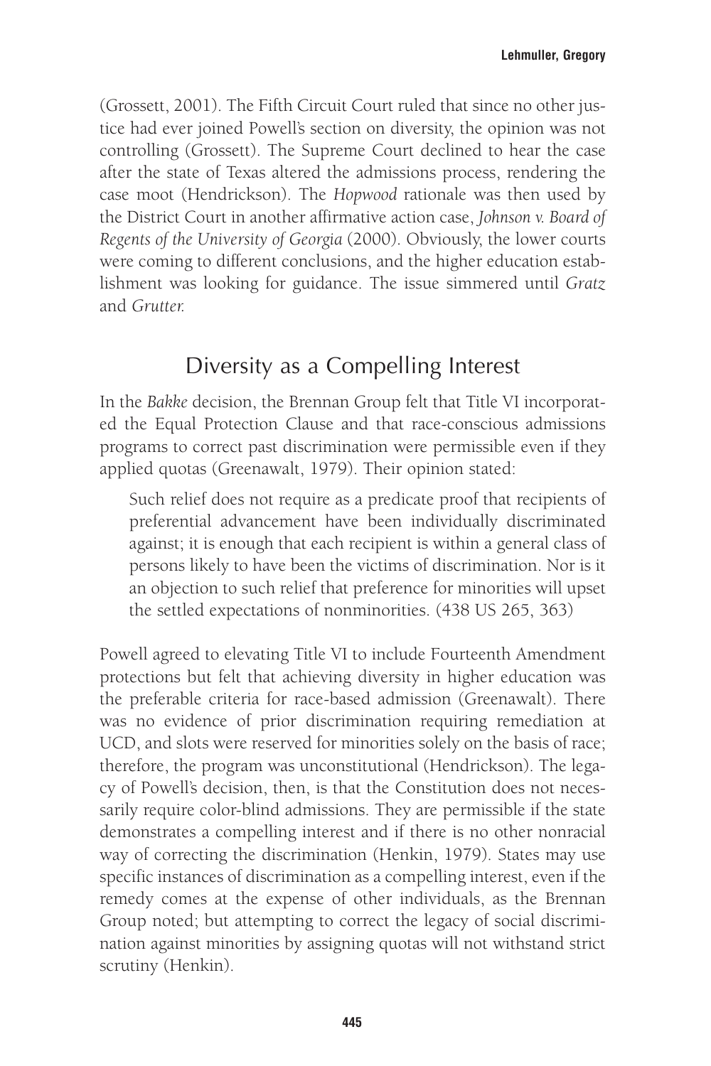(Grossett, 2001). The Fifth Circuit Court ruled that since no other justice had ever joined Powell's section on diversity, the opinion was not controlling (Grossett). The Supreme Court declined to hear the case after the state of Texas altered the admissions process, rendering the case moot (Hendrickson). The *Hopwood* rationale was then used by the District Court in another affirmative action case, *Johnson v. Board of Regents of the University of Georgia* (2000). Obviously, the lower courts were coming to different conclusions, and the higher education establishment was looking for guidance. The issue simmered until *Gratz* and *Grutter.*

## Diversity as a Compelling Interest

In the *Bakke* decision, the Brennan Group felt that Title VI incorporated the Equal Protection Clause and that race-conscious admissions programs to correct past discrimination were permissible even if they applied quotas (Greenawalt, 1979). Their opinion stated:

> Such relief does not require as a predicate proof that recipients of preferential advancement have been individually discriminated against; it is enough that each recipient is within a general class of persons likely to have been the victims of discrimination. Nor is it an objection to such relief that preference for minorities will upset the settled expectations of nonminorities. (438 US 265, 363)

Powell agreed to elevating Title VI to include Fourteenth Amendment protections but felt that achieving diversity in higher education was the preferable criteria for race-based admission (Greenawalt). There was no evidence of prior discrimination requiring remediation at UCD, and slots were reserved for minorities solely on the basis of race; therefore, the program was unconstitutional (Hendrickson). The legacy of Powell's decision, then, is that the Constitution does not necessarily require color-blind admissions. They are permissible if the state demonstrates a compelling interest and if there is no other nonracial way of correcting the discrimination (Henkin, 1979). States may use specific instances of discrimination as a compelling interest, even if the remedy comes at the expense of other individuals, as the Brennan Group noted; but attempting to correct the legacy of social discrimination against minorities by assigning quotas will not withstand strict scrutiny (Henkin).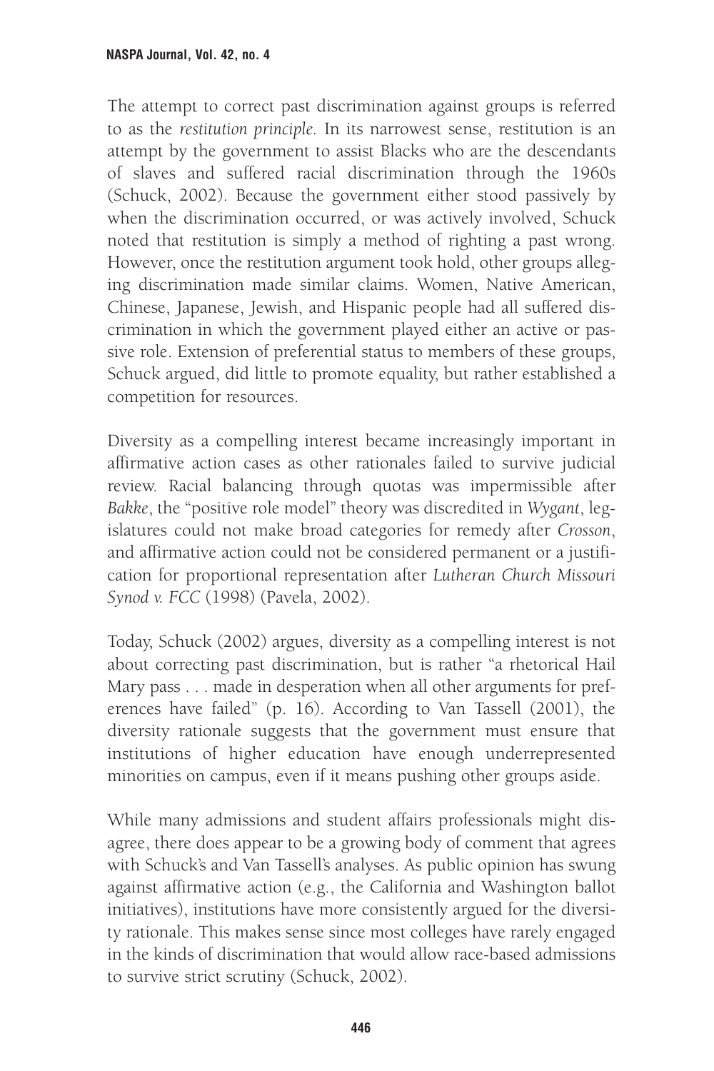The attempt to correct past discrimination against groups is referred to as the *restitution principle*. In its narrowest sense, restitution is an attempt by the government to assist Blacks who are the descendants of slaves and suffered racial discrimination through the 1960s (Schuck, 2002). Because the government either stood passively by when the discrimination occurred, or was actively involved, Schuck noted that restitution is simply a method of righting a past wrong. However, once the restitution argument took hold, other groups alleging discrimination made similar claims. Women, Native American, Chinese, Japanese, Jewish, and Hispanic people had all suffered discrimination in which the government played either an active or passive role. Extension of preferential status to members of these groups, Schuck argued, did little to promote equality, but rather established a competition for resources.

Diversity as a compelling interest became increasingly important in affirmative action cases as other rationales failed to survive judicial review. Racial balancing through quotas was impermissible after *Bakke*, the "positive role model" theory was discredited in *Wygant*, legislatures could not make broad categories for remedy after *Crosson*, and affirmative action could not be considered permanent or a justification for proportional representation after *Lutheran Church Missouri Synod v. FCC* (1998) (Pavela, 2002).

Today, Schuck (2002) argues, diversity as a compelling interest is not about correcting past discrimination, but is rather "a rhetorical Hail Mary pass . . . made in desperation when all other arguments for preferences have failed" (p. 16). According to Van Tassell (2001), the diversity rationale suggests that the government must ensure that institutions of higher education have enough underrepresented minorities on campus, even if it means pushing other groups aside.

While many admissions and student affairs professionals might disagree, there does appear to be a growing body of comment that agrees with Schuck's and Van Tassell's analyses. As public opinion has swung against affirmative action (e.g., the California and Washington ballot initiatives), institutions have more consistently argued for the diversity rationale. This makes sense since most colleges have rarely engaged in the kinds of discrimination that would allow race-based admissions to survive strict scrutiny (Schuck, 2002).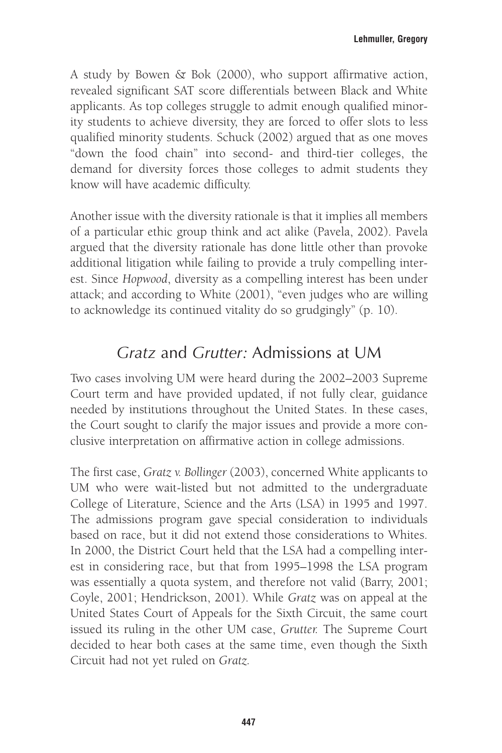A study by Bowen & Bok (2000), who support affirmative action, revealed significant SAT score differentials between Black and White applicants. As top colleges struggle to admit enough qualified minority students to achieve diversity, they are forced to offer slots to less qualified minority students. Schuck (2002) argued that as one moves "down the food chain" into second- and third-tier colleges, the demand for diversity forces those colleges to admit students they know will have academic difficulty.

Another issue with the diversity rationale is that it implies all members of a particular ethic group think and act alike (Pavela, 2002). Pavela argued that the diversity rationale has done little other than provoke additional litigation while failing to provide a truly compelling interest. Since *Hopwood*, diversity as a compelling interest has been under attack; and according to White (2001), "even judges who are willing to acknowledge its continued vitality do so grudgingly" (p. 10).

## *Gratz* and *Grutter:* Admissions at UM

Two cases involving UM were heard during the 2002–2003 Supreme Court term and have provided updated, if not fully clear, guidance needed by institutions throughout the United States. In these cases, the Court sought to clarify the major issues and provide a more conclusive interpretation on affirmative action in college admissions.

The first case, *Gratz v. Bollinger* (2003), concerned White applicants to UM who were wait-listed but not admitted to the undergraduate College of Literature, Science and the Arts (LSA) in 1995 and 1997. The admissions program gave special consideration to individuals based on race, but it did not extend those considerations to Whites. In 2000, the District Court held that the LSA had a compelling interest in considering race, but that from 1995–1998 the LSA program was essentially a quota system, and therefore not valid (Barry, 2001; Coyle, 2001; Hendrickson, 2001). While *Gratz* was on appeal at the United States Court of Appeals for the Sixth Circuit, the same court issued its ruling in the other UM case, *Grutter.* The Supreme Court decided to hear both cases at the same time, even though the Sixth Circuit had not yet ruled on *Gratz.*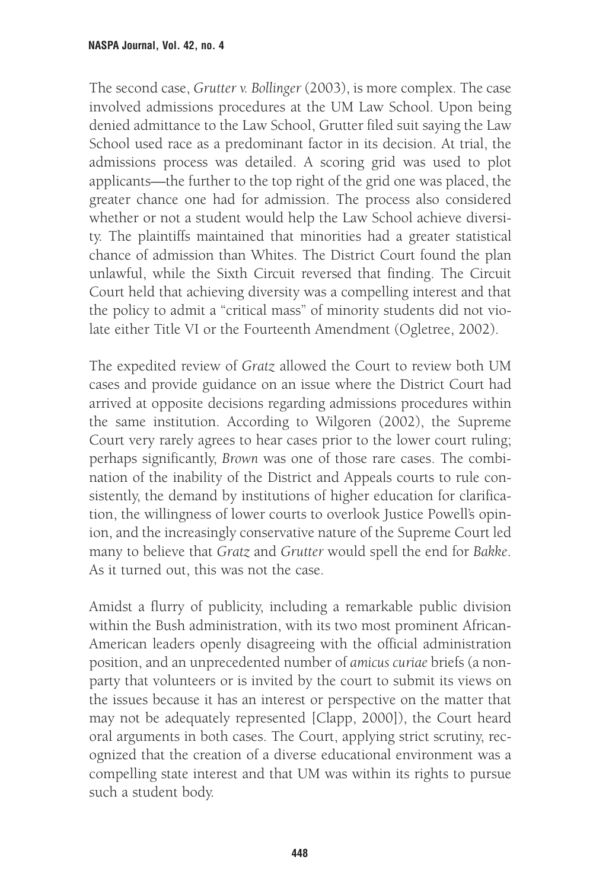The second case, *Grutter v. Bollinger* (2003), is more complex. The case involved admissions procedures at the UM Law School. Upon being denied admittance to the Law School, Grutter filed suit saying the Law School used race as a predominant factor in its decision. At trial, the admissions process was detailed. A scoring grid was used to plot applicants—the further to the top right of the grid one was placed, the greater chance one had for admission. The process also considered whether or not a student would help the Law School achieve diversity. The plaintiffs maintained that minorities had a greater statistical chance of admission than Whites. The District Court found the plan unlawful, while the Sixth Circuit reversed that finding. The Circuit Court held that achieving diversity was a compelling interest and that the policy to admit a "critical mass" of minority students did not violate either Title VI or the Fourteenth Amendment (Ogletree, 2002).

The expedited review of *Gratz* allowed the Court to review both UM cases and provide guidance on an issue where the District Court had arrived at opposite decisions regarding admissions procedures within the same institution. According to Wilgoren (2002), the Supreme Court very rarely agrees to hear cases prior to the lower court ruling; perhaps significantly, *Brown* was one of those rare cases. The combination of the inability of the District and Appeals courts to rule consistently, the demand by institutions of higher education for clarification, the willingness of lower courts to overlook Justice Powell's opinion, and the increasingly conservative nature of the Supreme Court led many to believe that *Gratz* and *Grutter* would spell the end for *Bakke*. As it turned out, this was not the case.

Amidst a flurry of publicity, including a remarkable public division within the Bush administration, with its two most prominent African-American leaders openly disagreeing with the official administration position, and an unprecedented number of *amicus curiae* briefs (a non-party that volunteers or is invited by the court to submit its views on the issues because it has an interest or perspective on the matter that may not be adequately represented [Clapp, 2000]), the Court heard oral arguments in both cases. The Court, applying strict scrutiny, recognized that the creation of a diverse educational environment was a compelling state interest and that UM was within its rights to pursue such a student body.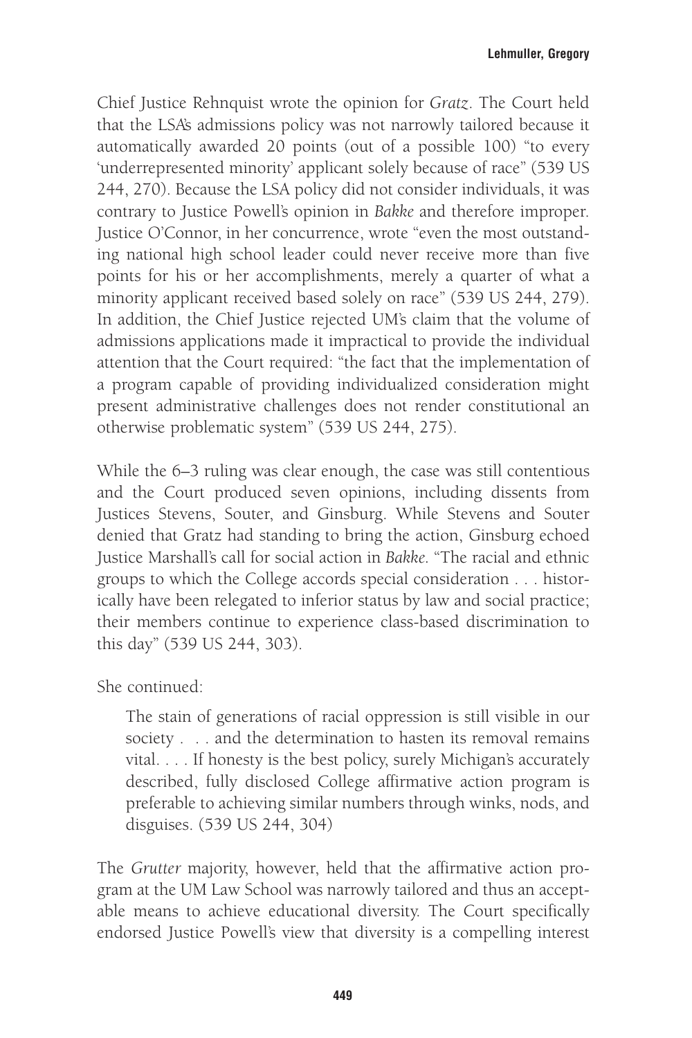Chief Justice Rehnquist wrote the opinion for *Gratz*. The Court held that the LSA's admissions policy was not narrowly tailored because it automatically awarded 20 points (out of a possible 100) "to every 'underrepresented minority' applicant solely because of race" (539 US 244, 270). Because the LSA policy did not consider individuals, it was contrary to Justice Powell's opinion in *Bakke* and therefore improper. Justice O'Connor, in her concurrence, wrote "even the most outstanding national high school leader could never receive more than five points for his or her accomplishments, merely a quarter of what a minority applicant received based solely on race" (539 US 244, 279). In addition, the Chief Justice rejected UM's claim that the volume of admissions applications made it impractical to provide the individual attention that the Court required: "the fact that the implementation of a program capable of providing individualized consideration might present administrative challenges does not render constitutional an otherwise problematic system" (539 US 244, 275).

While the 6–3 ruling was clear enough, the case was still contentious and the Court produced seven opinions, including dissents from Justices Stevens, Souter, and Ginsburg. While Stevens and Souter denied that Gratz had standing to bring the action, Ginsburg echoed Justice Marshall's call for social action in *Bakke*. "The racial and ethnic groups to which the College accords special consideration . . . historically have been relegated to inferior status by law and social practice; their members continue to experience class-based discrimination to this day" (539 US 244, 303).

She continued:

> The stain of generations of racial oppression is still visible in our society . . . and the determination to hasten its removal remains vital. . . . If honesty is the best policy, surely Michigan's accurately described, fully disclosed College affirmative action program is preferable to achieving similar numbers through winks, nods, and disguises. (539 US 244, 304)

The *Grutter* majority, however, held that the affirmative action program at the UM Law School was narrowly tailored and thus an acceptable means to achieve educational diversity. The Court specifically endorsed Justice Powell's view that diversity is a compelling interest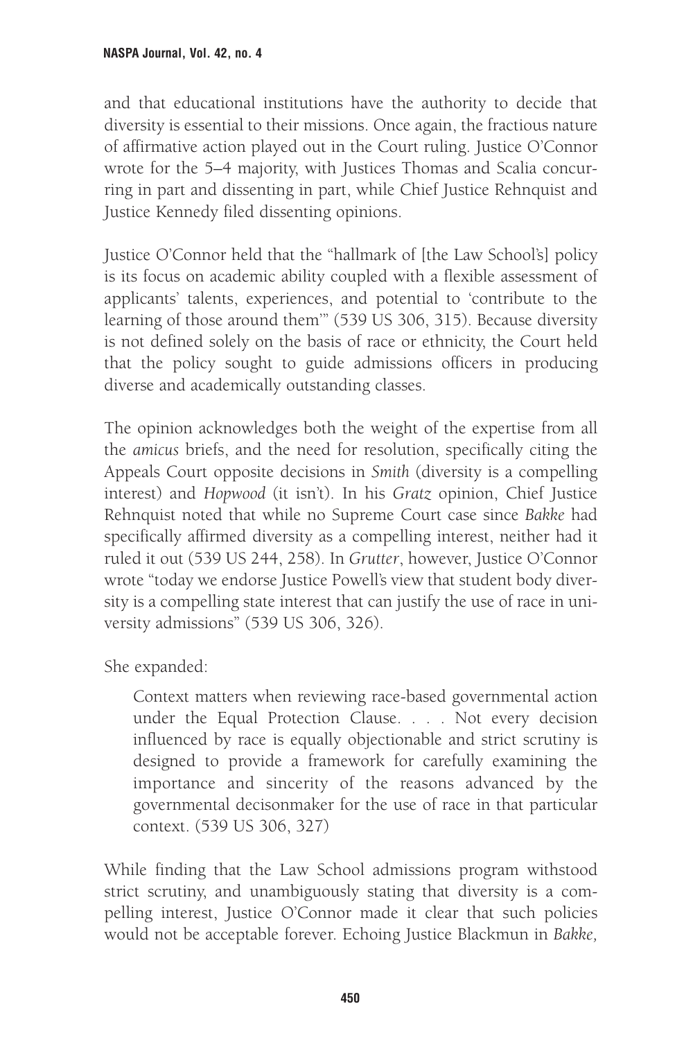and that educational institutions have the authority to decide that diversity is essential to their missions. Once again, the fractious nature of affirmative action played out in the Court ruling. Justice O'Connor wrote for the 5–4 majority, with Justices Thomas and Scalia concurring in part and dissenting in part, while Chief Justice Rehnquist and Justice Kennedy filed dissenting opinions.

Justice O'Connor held that the "hallmark of [the Law School's] policy is its focus on academic ability coupled with a flexible assessment of applicants' talents, experiences, and potential to 'contribute to the learning of those around them'" (539 US 306, 315). Because diversity is not defined solely on the basis of race or ethnicity, the Court held that the policy sought to guide admissions officers in producing diverse and academically outstanding classes.

The opinion acknowledges both the weight of the expertise from all the *amicus* briefs, and the need for resolution, specifically citing the Appeals Court opposite decisions in *Smith* (diversity is a compelling interest) and *Hopwood* (it isn't). In his *Gratz* opinion, Chief Justice Rehnquist noted that while no Supreme Court case since *Bakke* had specifically affirmed diversity as a compelling interest, neither had it ruled it out (539 US 244, 258). In *Grutter*, however, Justice O'Connor wrote "today we endorse Justice Powell's view that student body diversity is a compelling state interest that can justify the use of race in university admissions" (539 US 306, 326).

She expanded:

> Context matters when reviewing race-based governmental action under the Equal Protection Clause. . . . Not every decision influenced by race is equally objectionable and strict scrutiny is designed to provide a framework for carefully examining the importance and sincerity of the reasons advanced by the governmental decisonmaker for the use of race in that particular context. (539 US 306, 327)

While finding that the Law School admissions program withstood strict scrutiny, and unambiguously stating that diversity is a compelling interest, Justice O'Connor made it clear that such policies would not be acceptable forever. Echoing Justice Blackmun in *Bakke,*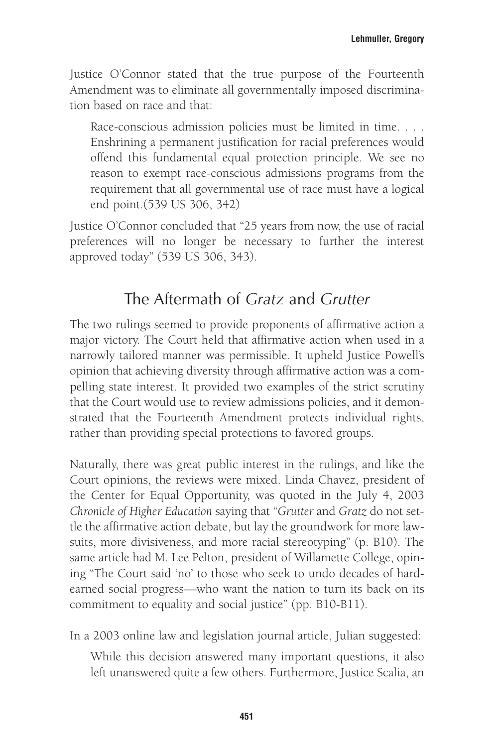Justice O'Connor stated that the true purpose of the Fourteenth Amendment was to eliminate all governmentally imposed discrimination based on race and that:

> Race-conscious admission policies must be limited in time. . . . Enshrining a permanent justification for racial preferences would offend this fundamental equal protection principle. We see no reason to exempt race-conscious admissions programs from the requirement that all governmental use of race must have a logical end point.(539 US 306, 342)

Justice O'Connor concluded that "25 years from now, the use of racial preferences will no longer be necessary to further the interest approved today" (539 US 306, 343).

## The Aftermath of *Gratz* and *Grutter*

The two rulings seemed to provide proponents of affirmative action a major victory. The Court held that affirmative action when used in a narrowly tailored manner was permissible. It upheld Justice Powell's opinion that achieving diversity through affirmative action was a compelling state interest. It provided two examples of the strict scrutiny that the Court would use to review admissions policies, and it demonstrated that the Fourteenth Amendment protects individual rights, rather than providing special protections to favored groups.

Naturally, there was great public interest in the rulings, and like the Court opinions, the reviews were mixed. Linda Chavez, president of the Center for Equal Opportunity, was quoted in the July 4, 2003 *Chronicle of Higher Education* saying that "*Grutter* and *Gratz* do not settle the affirmative action debate, but lay the groundwork for more lawsuits, more divisiveness, and more racial stereotyping" (p. B10). The same article had M. Lee Pelton, president of Willamette College, opining "The Court said 'no' to those who seek to undo decades of hard-earned social progress—who want the nation to turn its back on its commitment to equality and social justice" (pp. B10-B11).

In a 2003 online law and legislation journal article, Julian suggested:

> While this decision answered many important questions, it also left unanswered quite a few others. Furthermore, Justice Scalia, an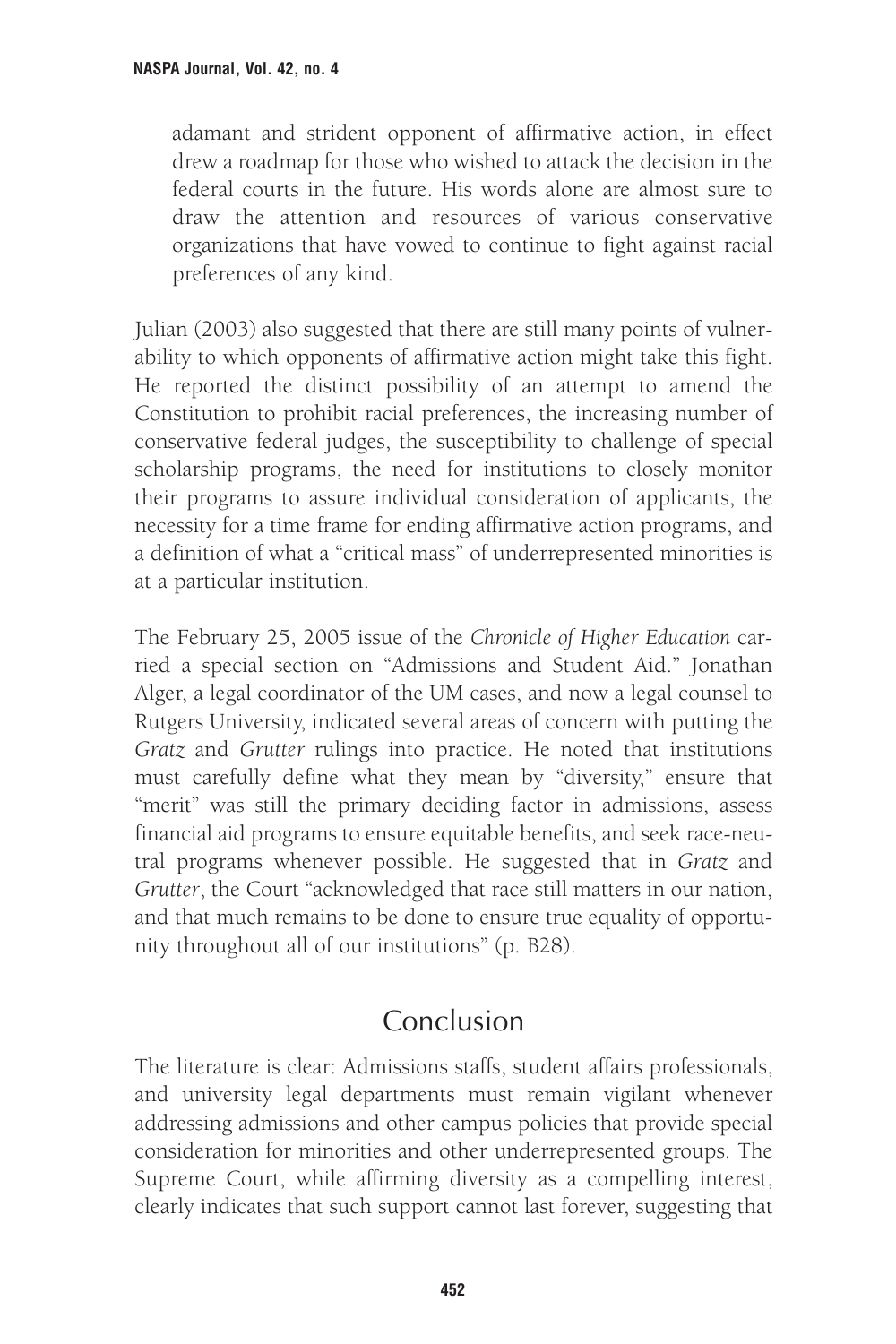> adamant and strident opponent of affirmative action, in effect drew a roadmap for those who wished to attack the decision in the federal courts in the future. His words alone are almost sure to draw the attention and resources of various conservative organizations that have vowed to continue to fight against racial preferences of any kind.

Julian (2003) also suggested that there are still many points of vulnerability to which opponents of affirmative action might take this fight. He reported the distinct possibility of an attempt to amend the Constitution to prohibit racial preferences, the increasing number of conservative federal judges, the susceptibility to challenge of special scholarship programs, the need for institutions to closely monitor their programs to assure individual consideration of applicants, the necessity for a time frame for ending affirmative action programs, and a definition of what a "critical mass" of underrepresented minorities is at a particular institution.

The February 25, 2005 issue of the *Chronicle of Higher Education* carried a special section on "Admissions and Student Aid." Jonathan Alger, a legal coordinator of the UM cases, and now a legal counsel to Rutgers University, indicated several areas of concern with putting the *Gratz* and *Grutter* rulings into practice. He noted that institutions must carefully define what they mean by "diversity," ensure that "merit" was still the primary deciding factor in admissions, assess financial aid programs to ensure equitable benefits, and seek race-neutral programs whenever possible. He suggested that in *Gratz* and *Grutter*, the Court "acknowledged that race still matters in our nation, and that much remains to be done to ensure true equality of opportunity throughout all of our institutions" (p. B28).

## Conclusion

The literature is clear: Admissions staffs, student affairs professionals, and university legal departments must remain vigilant whenever addressing admissions and other campus policies that provide special consideration for minorities and other underrepresented groups. The Supreme Court, while affirming diversity as a compelling interest, clearly indicates that such support cannot last forever, suggesting that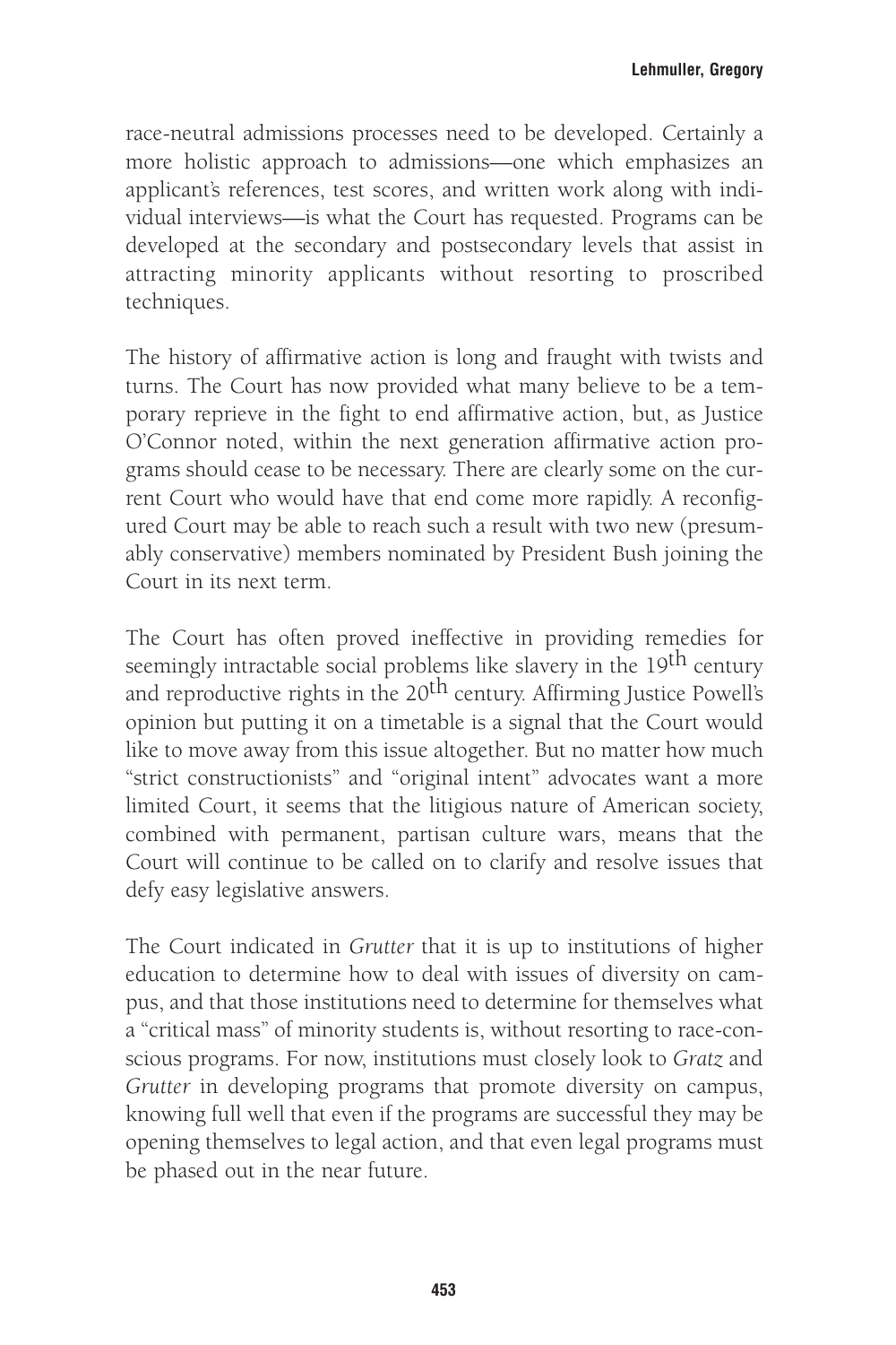race-neutral admissions processes need to be developed. Certainly a more holistic approach to admissions—one which emphasizes an applicant's references, test scores, and written work along with individual interviews—is what the Court has requested. Programs can be developed at the secondary and postsecondary levels that assist in attracting minority applicants without resorting to proscribed techniques.

The history of affirmative action is long and fraught with twists and turns. The Court has now provided what many believe to be a temporary reprieve in the fight to end affirmative action, but, as Justice O'Connor noted, within the next generation affirmative action programs should cease to be necessary. There are clearly some on the current Court who would have that end come more rapidly. A reconfigured Court may be able to reach such a result with two new (presumably conservative) members nominated by President Bush joining the Court in its next term.

The Court has often proved ineffective in providing remedies for seemingly intractable social problems like slavery in the 19th century and reproductive rights in the 20th century. Affirming Justice Powell's opinion but putting it on a timetable is a signal that the Court would like to move away from this issue altogether. But no matter how much "strict constructionists" and "original intent" advocates want a more limited Court, it seems that the litigious nature of American society, combined with permanent, partisan culture wars, means that the Court will continue to be called on to clarify and resolve issues that defy easy legislative answers.

The Court indicated in *Grutter* that it is up to institutions of higher education to determine how to deal with issues of diversity on campus, and that those institutions need to determine for themselves what a "critical mass" of minority students is, without resorting to race-conscious programs. For now, institutions must closely look to *Gratz* and *Grutter* in developing programs that promote diversity on campus, knowing full well that even if the programs are successful they may be opening themselves to legal action, and that even legal programs must be phased out in the near future.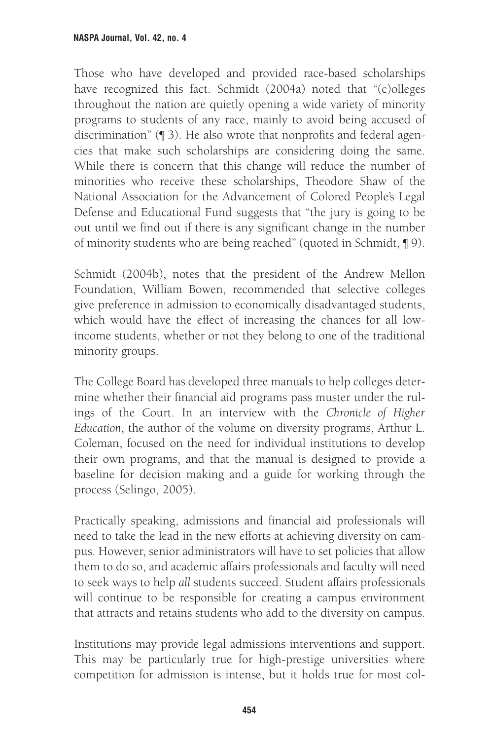Those who have developed and provided race-based scholarships have recognized this fact. Schmidt (2004a) noted that "(c)olleges throughout the nation are quietly opening a wide variety of minority programs to students of any race, mainly to avoid being accused of discrimination" (¶ 3). He also wrote that nonprofits and federal agencies that make such scholarships are considering doing the same. While there is concern that this change will reduce the number of minorities who receive these scholarships, Theodore Shaw of the National Association for the Advancement of Colored People's Legal Defense and Educational Fund suggests that "the jury is going to be out until we find out if there is any significant change in the number of minority students who are being reached" (quoted in Schmidt, ¶ 9).

Schmidt (2004b), notes that the president of the Andrew Mellon Foundation, William Bowen, recommended that selective colleges give preference in admission to economically disadvantaged students, which would have the effect of increasing the chances for all low-income students, whether or not they belong to one of the traditional minority groups.

The College Board has developed three manuals to help colleges determine whether their financial aid programs pass muster under the rulings of the Court. In an interview with the *Chronicle of Higher Education*, the author of the volume on diversity programs, Arthur L. Coleman, focused on the need for individual institutions to develop their own programs, and that the manual is designed to provide a baseline for decision making and a guide for working through the process (Selingo, 2005).

Practically speaking, admissions and financial aid professionals will need to take the lead in the new efforts at achieving diversity on campus. However, senior administrators will have to set policies that allow them to do so, and academic affairs professionals and faculty will need to seek ways to help *all* students succeed. Student affairs professionals will continue to be responsible for creating a campus environment that attracts and retains students who add to the diversity on campus.

Institutions may provide legal admissions interventions and support. This may be particularly true for high-prestige universities where competition for admission is intense, but it holds true for most col-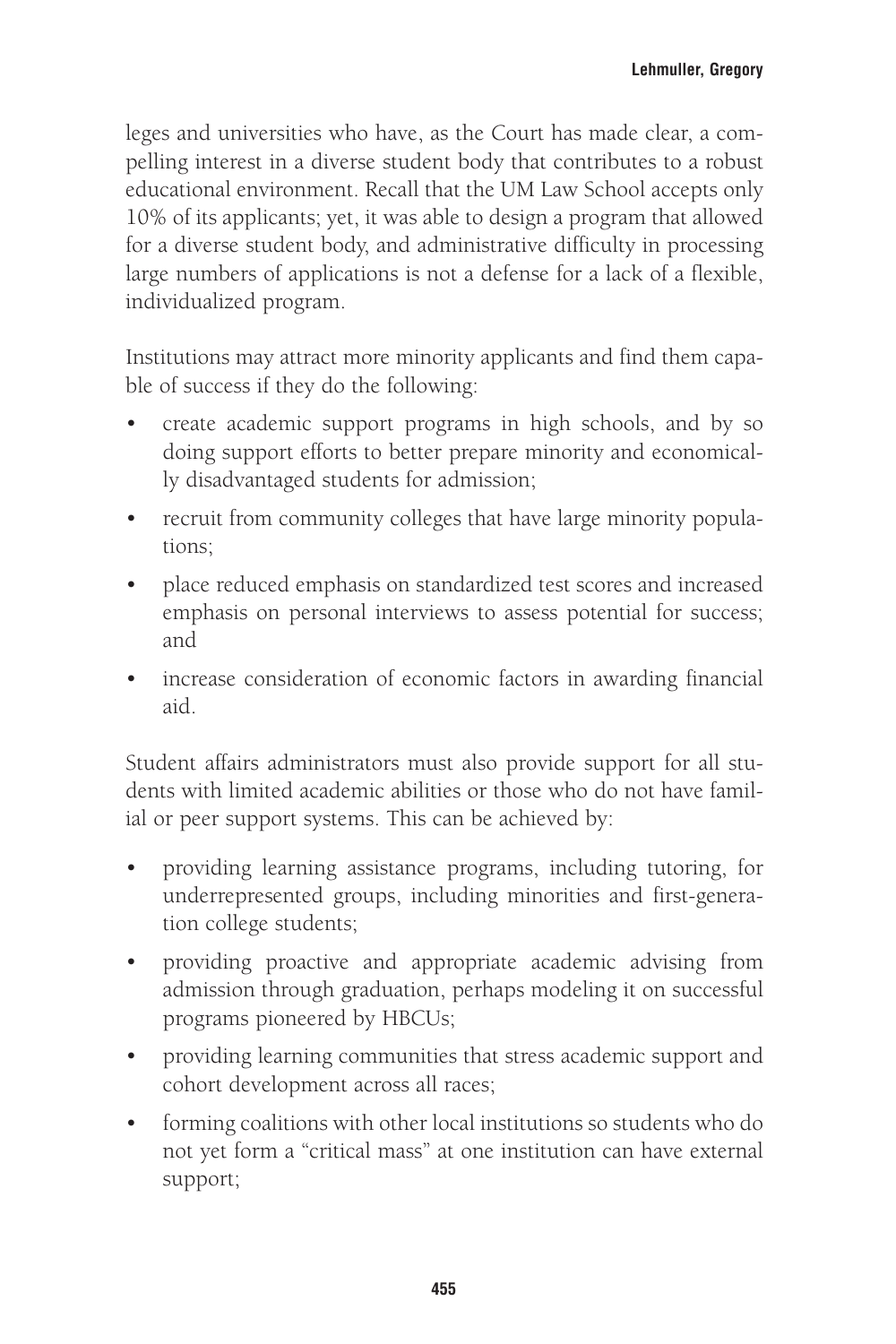leges and universities who have, as the Court has made clear, a compelling interest in a diverse student body that contributes to a robust educational environment. Recall that the UM Law School accepts only 10% of its applicants; yet, it was able to design a program that allowed for a diverse student body, and administrative difficulty in processing large numbers of applications is not a defense for a lack of a flexible, individualized program.

Institutions may attract more minority applicants and find them capable of success if they do the following:

- create academic support programs in high schools, and by so doing support efforts to better prepare minority and economically disadvantaged students for admission;
- recruit from community colleges that have large minority populations;
- place reduced emphasis on standardized test scores and increased emphasis on personal interviews to assess potential for success; and
- increase consideration of economic factors in awarding financial aid.

Student affairs administrators must also provide support for all students with limited academic abilities or those who do not have familial or peer support systems. This can be achieved by:

- providing learning assistance programs, including tutoring, for underrepresented groups, including minorities and first-generation college students;
- providing proactive and appropriate academic advising from admission through graduation, perhaps modeling it on successful programs pioneered by HBCUs;
- providing learning communities that stress academic support and cohort development across all races;
- forming coalitions with other local institutions so students who do not yet form a "critical mass" at one institution can have external support;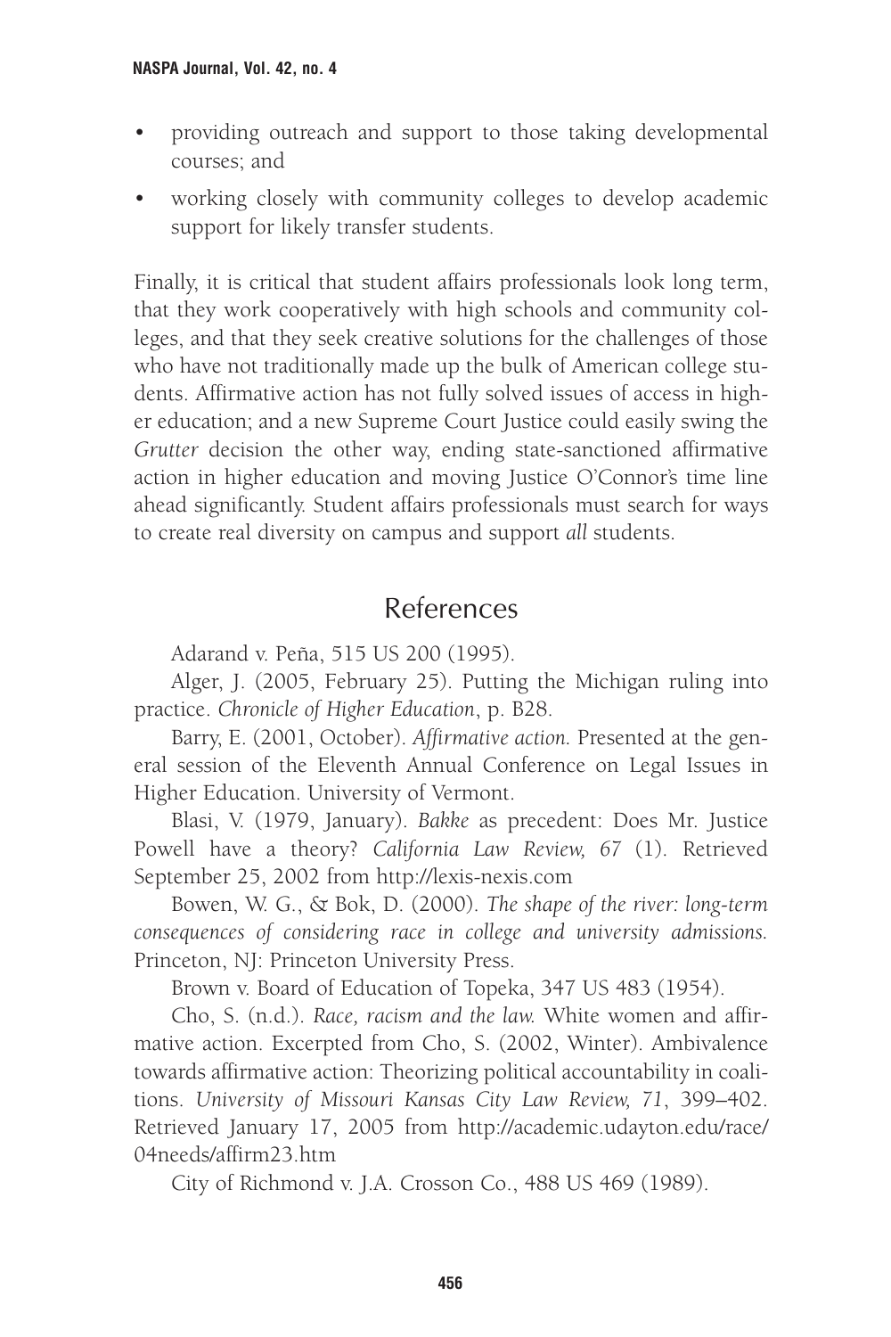- providing outreach and support to those taking developmental courses; and
- working closely with community colleges to develop academic support for likely transfer students.

Finally, it is critical that student affairs professionals look long term, that they work cooperatively with high schools and community colleges, and that they seek creative solutions for the challenges of those who have not traditionally made up the bulk of American college students. Affirmative action has not fully solved issues of access in higher education; and a new Supreme Court Justice could easily swing the *Grutter* decision the other way, ending state-sanctioned affirmative action in higher education and moving Justice O'Connor's time line ahead significantly. Student affairs professionals must search for ways to create real diversity on campus and support *all* students.

## References

Adarand v. Peña, 515 US 200 (1995).

Alger, J. (2005, February 25). Putting the Michigan ruling into practice. *Chronicle of Higher Education*, p. B28.

Barry, E. (2001, October). *Affirmative action.* Presented at the general session of the Eleventh Annual Conference on Legal Issues in Higher Education. University of Vermont.

Blasi, V. (1979, January). *Bakke* as precedent: Does Mr. Justice Powell have a theory? *California Law Review, 67* (1). Retrieved September 25, 2002 from http://lexis-nexis.com

Bowen, W. G., & Bok, D. (2000). *The shape of the river: long-term consequences of considering race in college and university admissions.* Princeton, NJ: Princeton University Press.

Brown v. Board of Education of Topeka, 347 US 483 (1954).

Cho, S. (n.d.). *Race, racism and the law.* White women and affirmative action. Excerpted from Cho, S. (2002, Winter). Ambivalence towards affirmative action: Theorizing political accountability in coalitions. *University of Missouri Kansas City Law Review, 71*, 399–402. Retrieved January 17, 2005 from http://academic.udayton.edu/race/04needs/affirm23.htm

City of Richmond v. J.A. Crosson Co., 488 US 469 (1989).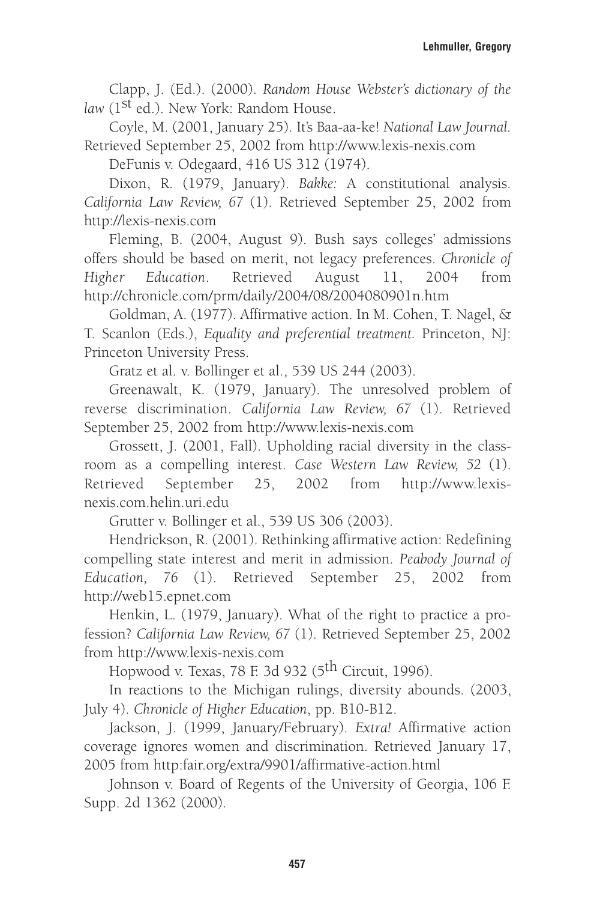Clapp, J. (Ed.). (2000). *Random House Webster's dictionary of the law* (1st ed.). New York: Random House.

Coyle, M. (2001, January 25). It's Baa-aa-ke! *National Law Journal.* Retrieved September 25, 2002 from http://www.lexis-nexis.com

DeFunis v. Odegaard, 416 US 312 (1974).

Dixon, R. (1979, January). *Bakke:* A constitutional analysis. *California Law Review, 67* (1). Retrieved September 25, 2002 from http://lexis-nexis.com

Fleming, B. (2004, August 9). Bush says colleges' admissions offers should be based on merit, not legacy preferences. *Chronicle of Higher Education*. Retrieved August 11, 2004 from http://chronicle.com/prm/daily/2004/08/2004080901n.htm

Goldman, A. (1977). Affirmative action. In M. Cohen, T. Nagel, & T. Scanlon (Eds.), *Equality and preferential treatment*. Princeton, NJ: Princeton University Press.

Gratz et al. v. Bollinger et al., 539 US 244 (2003).

Greenawalt, K. (1979, January). The unresolved problem of reverse discrimination. *California Law Review, 67* (1). Retrieved September 25, 2002 from http://www.lexis-nexis.com

Grossett, J. (2001, Fall). Upholding racial diversity in the classroom as a compelling interest. *Case Western Law Review, 52* (1). Retrieved September 25, 2002 from http://www.lexis-nexis.com.helin.uri.edu

Grutter v. Bollinger et al., 539 US 306 (2003).

Hendrickson, R. (2001). Rethinking affirmative action: Redefining compelling state interest and merit in admission. *Peabody Journal of Education, 76* (1). Retrieved September 25, 2002 from http://web15.epnet.com

Henkin, L. (1979, January). What of the right to practice a profession? *California Law Review, 67* (1). Retrieved September 25, 2002 from http://www.lexis-nexis.com

Hopwood v. Texas, 78 F. 3d 932 (5th Circuit, 1996).

In reactions to the Michigan rulings, diversity abounds. (2003, July 4). *Chronicle of Higher Education*, pp. B10-B12.

Jackson, J. (1999, January/February). *Extra!* Affirmative action coverage ignores women and discrimination. Retrieved January 17, 2005 from http:fair.org/extra/9901/affirmative-action.html

Johnson v. Board of Regents of the University of Georgia, 106 F. Supp. 2d 1362 (2000).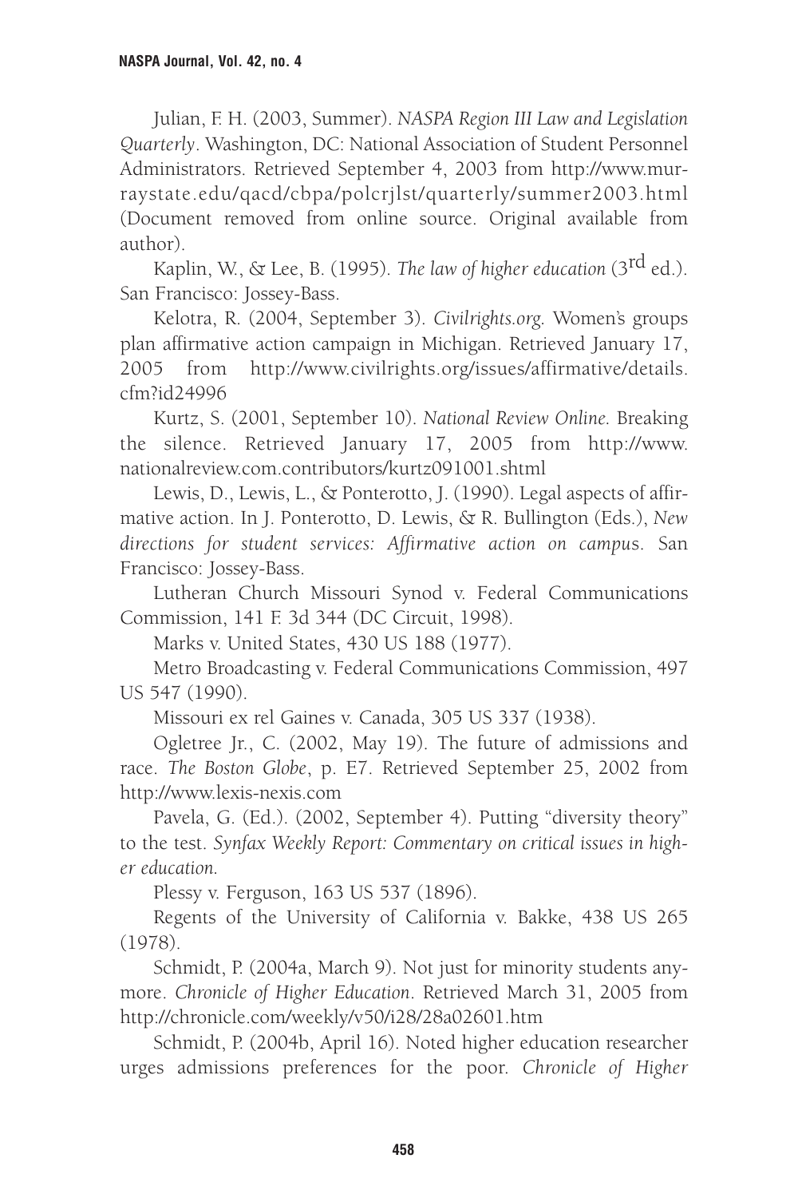Julian, F. H. (2003, Summer). *NASPA Region III Law and Legislation Quarterly*. Washington, DC: National Association of Student Personnel Administrators. Retrieved September 4, 2003 from http://www.murraystate.edu/qacd/cbpa/polcrjlst/quarterly/summer2003.html (Document removed from online source. Original available from author).

Kaplin, W., & Lee, B. (1995). *The law of higher education* (3rd ed.). San Francisco: Jossey-Bass.

Kelotra, R. (2004, September 3). *Civilrights.org*. Women's groups plan affirmative action campaign in Michigan. Retrieved January 17, 2005 from http://www.civilrights.org/issues/affirmative/details.cfm?id24996

Kurtz, S. (2001, September 10). *National Review Online*. Breaking the silence. Retrieved January 17, 2005 from http://www.nationalreview.com.contributors/kurtz091001.shtml

Lewis, D., Lewis, L., & Ponterotto, J. (1990). Legal aspects of affirmative action. In J. Ponterotto, D. Lewis, & R. Bullington (Eds.), *New directions for student services: Affirmative action on campus*. San Francisco: Jossey-Bass.

Lutheran Church Missouri Synod v. Federal Communications Commission, 141 F. 3d 344 (DC Circuit, 1998).

Marks v. United States, 430 US 188 (1977).

Metro Broadcasting v. Federal Communications Commission, 497 US 547 (1990).

Missouri ex rel Gaines v. Canada, 305 US 337 (1938).

Ogletree Jr., C. (2002, May 19). The future of admissions and race. *The Boston Globe*, p. E7. Retrieved September 25, 2002 from http://www.lexis-nexis.com

Pavela, G. (Ed.). (2002, September 4). Putting "diversity theory" to the test. *Synfax Weekly Report: Commentary on critical issues in higher education.*

Plessy v. Ferguson, 163 US 537 (1896).

Regents of the University of California v. Bakke, 438 US 265 (1978).

Schmidt, P. (2004a, March 9). Not just for minority students anymore. *Chronicle of Higher Education*. Retrieved March 31, 2005 from http://chronicle.com/weekly/v50/i28/28a02601.htm

Schmidt, P. (2004b, April 16). Noted higher education researcher urges admissions preferences for the poor. *Chronicle of Higher*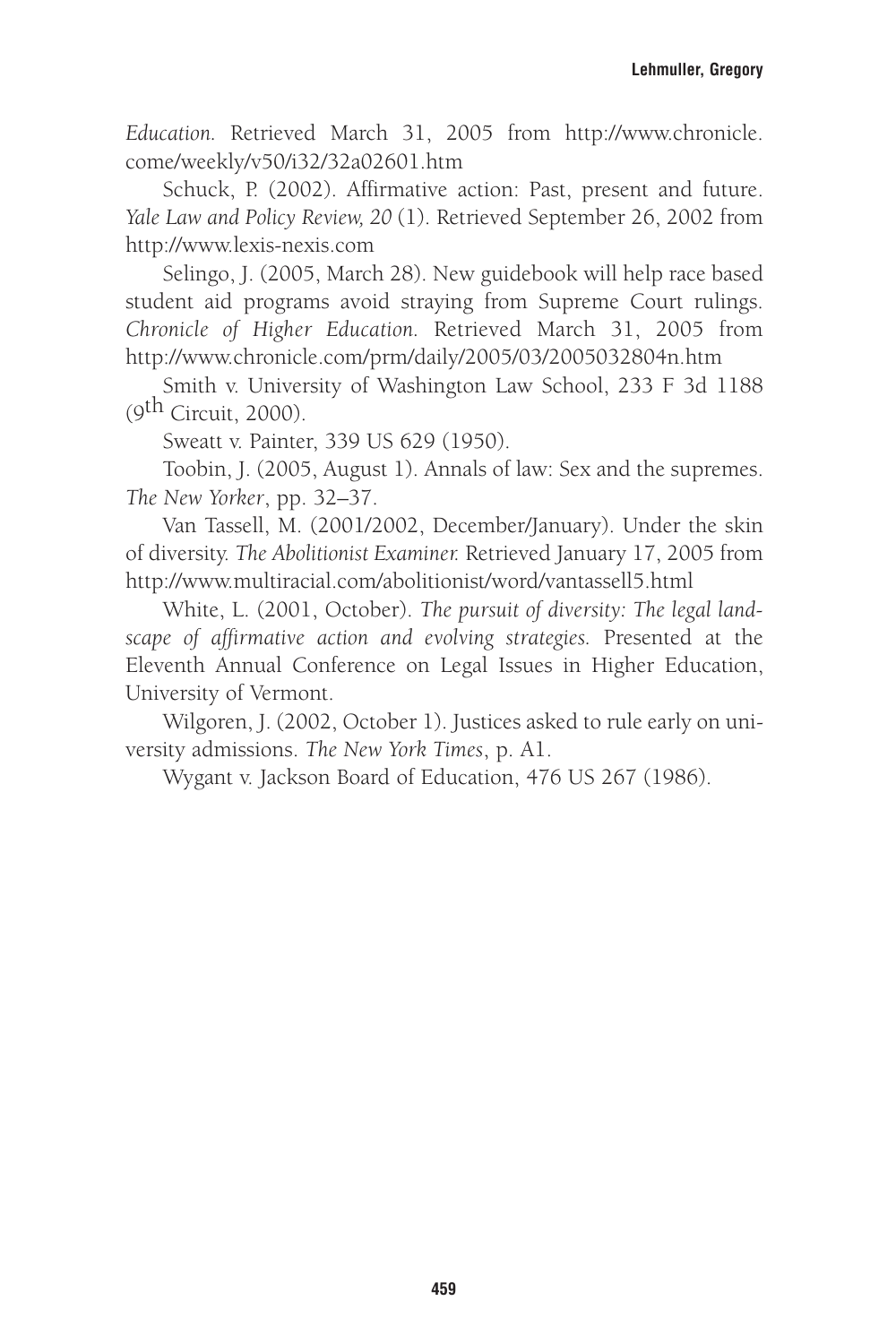*Education.* Retrieved March 31, 2005 from http://www.chronicle.come/weekly/v50/i32/32a02601.htm

Schuck, P. (2002). Affirmative action: Past, present and future. *Yale Law and Policy Review, 20* (1). Retrieved September 26, 2002 from http://www.lexis-nexis.com

Selingo, J. (2005, March 28). New guidebook will help race based student aid programs avoid straying from Supreme Court rulings. *Chronicle of Higher Education.* Retrieved March 31, 2005 from http://www.chronicle.com/prm/daily/2005/03/2005032804n.htm

Smith v. University of Washington Law School, 233 F 3d 1188 (9th Circuit, 2000).

Sweatt v. Painter, 339 US 629 (1950).

Toobin, J. (2005, August 1). Annals of law: Sex and the supremes. *The New Yorker*, pp. 32–37.

Van Tassell, M. (2001/2002, December/January). Under the skin of diversity. *The Abolitionist Examiner.* Retrieved January 17, 2005 from http://www.multiracial.com/abolitionist/word/vantassell5.html

White, L. (2001, October). *The pursuit of diversity: The legal landscape of affirmative action and evolving strategies.* Presented at the Eleventh Annual Conference on Legal Issues in Higher Education, University of Vermont.

Wilgoren, J. (2002, October 1). Justices asked to rule early on university admissions. *The New York Times*, p. A1.

Wygant v. Jackson Board of Education, 476 US 267 (1986).